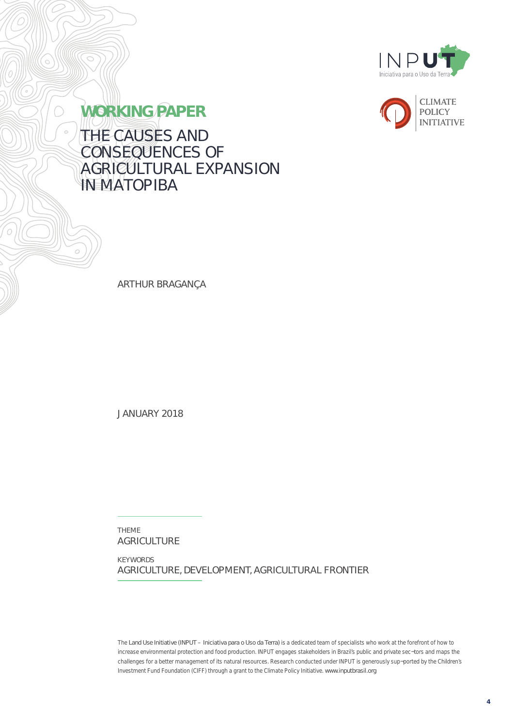**WORKING PAPER**

# THE CAUSES AND CONSEQUENCES OF AGRICULTURAL EXPANSION IN MATOPIBA

ARTHUR BRAGANÇA

JANUARY 2018

THEME
AGRICULTURE

KEYWORDS
AGRICULTURE, DEVELOPMENT, AGRICULTURAL FRONTIER

The Land Use Initiative (INPUT – Iniciativa para o Uso da Terra) is a dedicated team of specialists who work at the forefront of how to increase environmental protection and food production. INPUT engages stakeholders in Brazil's public and private sectors and maps the challenges for a better management of its natural resources. Research conducted under INPUT is generously supported by the Children's Investment Fund Foundation (CIFF) through a grant to the Climate Policy Initiative. www.inputbrasil.org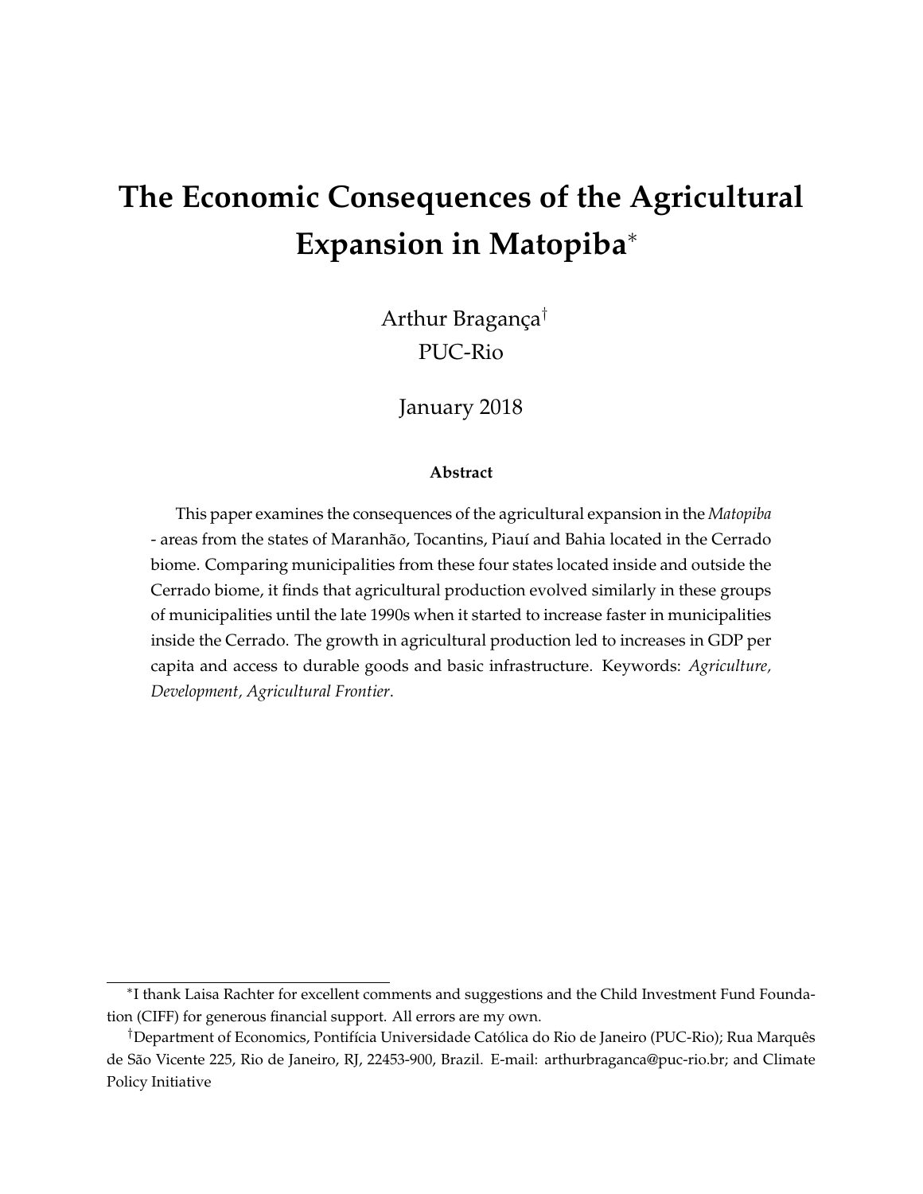# The Economic Consequences of the Agricultural Expansion in Matopiba[*]

Arthur Bragança[†]
PUC-Rio

January 2018

**Abstract**

This paper examines the consequences of the agricultural expansion in the *Matopiba* - areas from the states of Maranhão, Tocantins, Piauí and Bahia located in the Cerrado biome. Comparing municipalities from these four states located inside and outside the Cerrado biome, it finds that agricultural production evolved similarly in these groups of municipalities until the late 1990s when it started to increase faster in municipalities inside the Cerrado. The growth in agricultural production led to increases in GDP per capita and access to durable goods and basic infrastructure. Keywords: *Agriculture, Development, Agricultural Frontier*.

---

[*] I thank Laisa Rachter for excellent comments and suggestions and the Child Investment Fund Foundation (CIFF) for generous financial support. All errors are my own.

[†] Department of Economics, Pontifícia Universidade Católica do Rio de Janeiro (PUC-Rio); Rua Marquês de São Vicente 225, Rio de Janeiro, RJ, 22453-900, Brazil. E-mail: arthurbraganca@puc-rio.br; and Climate Policy Initiative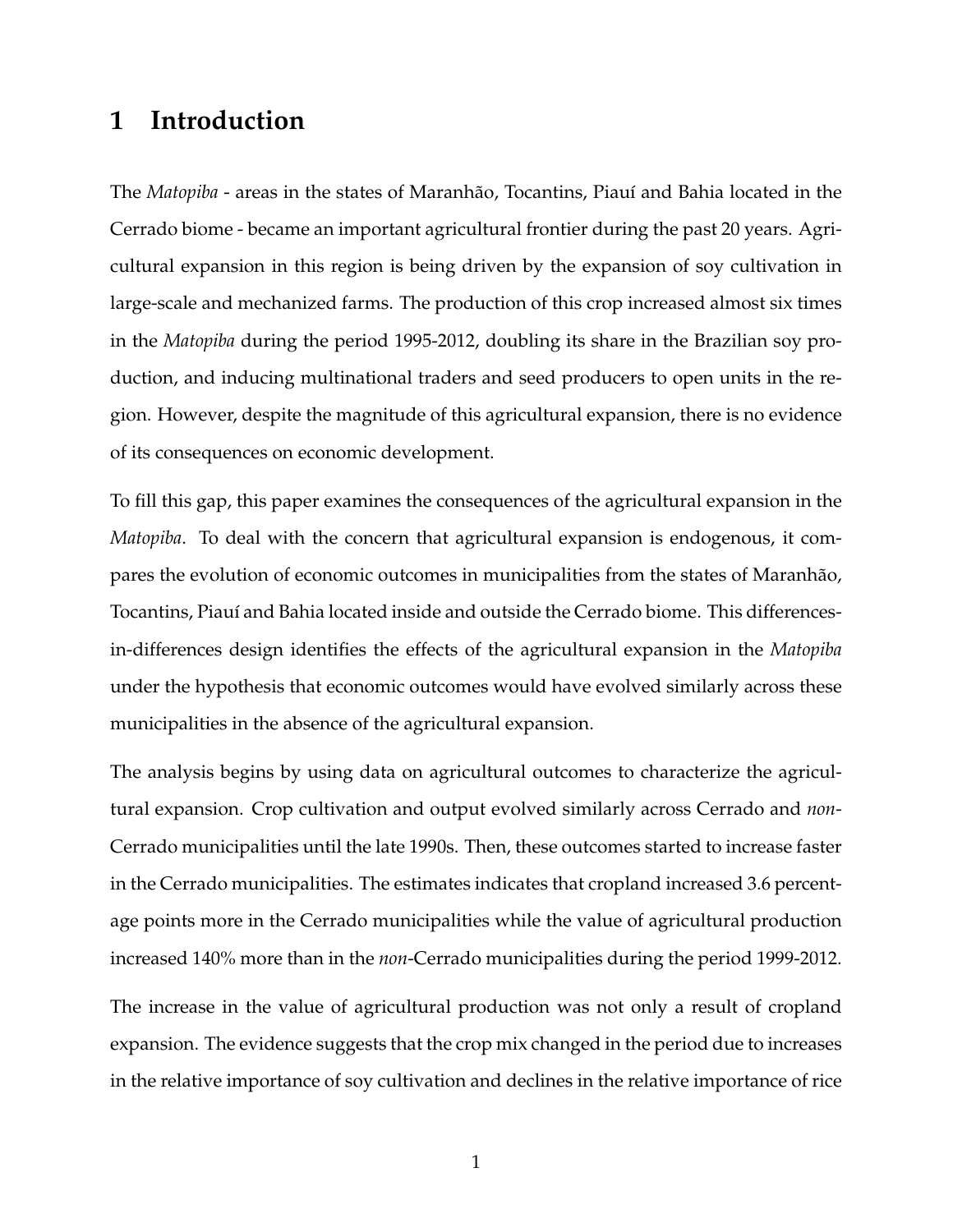# 1 Introduction

The *Matopiba* - areas in the states of Maranhão, Tocantins, Piauí and Bahia located in the Cerrado biome - became an important agricultural frontier during the past 20 years. Agricultural expansion in this region is being driven by the expansion of soy cultivation in large-scale and mechanized farms. The production of this crop increased almost six times in the *Matopiba* during the period 1995-2012, doubling its share in the Brazilian soy production, and inducing multinational traders and seed producers to open units in the region. However, despite the magnitude of this agricultural expansion, there is no evidence of its consequences on economic development.

To fill this gap, this paper examines the consequences of the agricultural expansion in the *Matopiba*. To deal with the concern that agricultural expansion is endogenous, it compares the evolution of economic outcomes in municipalities from the states of Maranhão, Tocantins, Piauí and Bahia located inside and outside the Cerrado biome. This differences-in-differences design identifies the effects of the agricultural expansion in the *Matopiba* under the hypothesis that economic outcomes would have evolved similarly across these municipalities in the absence of the agricultural expansion.

The analysis begins by using data on agricultural outcomes to characterize the agricultural expansion. Crop cultivation and output evolved similarly across Cerrado and *non*-Cerrado municipalities until the late 1990s. Then, these outcomes started to increase faster in the Cerrado municipalities. The estimates indicates that cropland increased 3.6 percentage points more in the Cerrado municipalities while the value of agricultural production increased 140% more than in the *non*-Cerrado municipalities during the period 1999-2012.

The increase in the value of agricultural production was not only a result of cropland expansion. The evidence suggests that the crop mix changed in the period due to increases in the relative importance of soy cultivation and declines in the relative importance of rice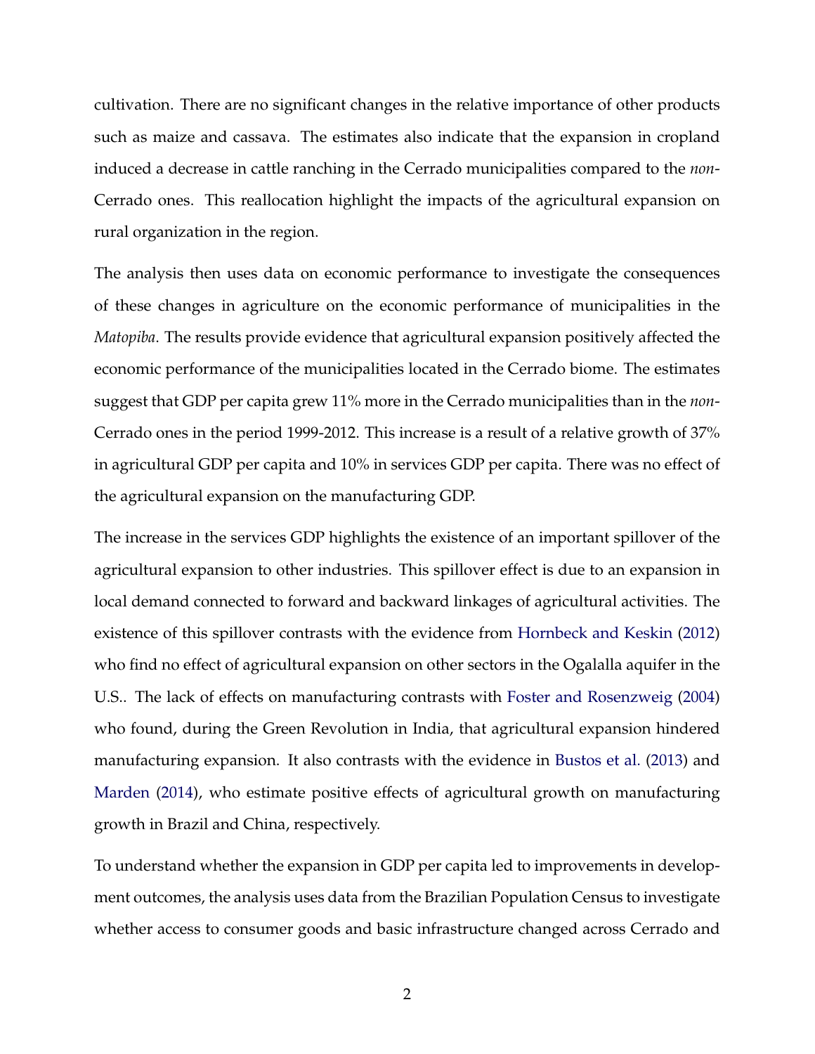cultivation. There are no significant changes in the relative importance of other products such as maize and cassava. The estimates also indicate that the expansion in cropland induced a decrease in cattle ranching in the Cerrado municipalities compared to the *non*-Cerrado ones. This reallocation highlight the impacts of the agricultural expansion on rural organization in the region.

The analysis then uses data on economic performance to investigate the consequences of these changes in agriculture on the economic performance of municipalities in the *Matopiba*. The results provide evidence that agricultural expansion positively affected the economic performance of the municipalities located in the Cerrado biome. The estimates suggest that GDP per capita grew 11% more in the Cerrado municipalities than in the *non*-Cerrado ones in the period 1999-2012. This increase is a result of a relative growth of 37% in agricultural GDP per capita and 10% in services GDP per capita. There was no effect of the agricultural expansion on the manufacturing GDP.

The increase in the services GDP highlights the existence of an important spillover of the agricultural expansion to other industries. This spillover effect is due to an expansion in local demand connected to forward and backward linkages of agricultural activities. The existence of this spillover contrasts with the evidence from Hornbeck and Keskin (2012) who find no effect of agricultural expansion on other sectors in the Ogalalla aquifer in the U.S.. The lack of effects on manufacturing contrasts with Foster and Rosenzweig (2004) who found, during the Green Revolution in India, that agricultural expansion hindered manufacturing expansion. It also contrasts with the evidence in Bustos et al. (2013) and Marden (2014), who estimate positive effects of agricultural growth on manufacturing growth in Brazil and China, respectively.

To understand whether the expansion in GDP per capita led to improvements in development outcomes, the analysis uses data from the Brazilian Population Census to investigate whether access to consumer goods and basic infrastructure changed across Cerrado and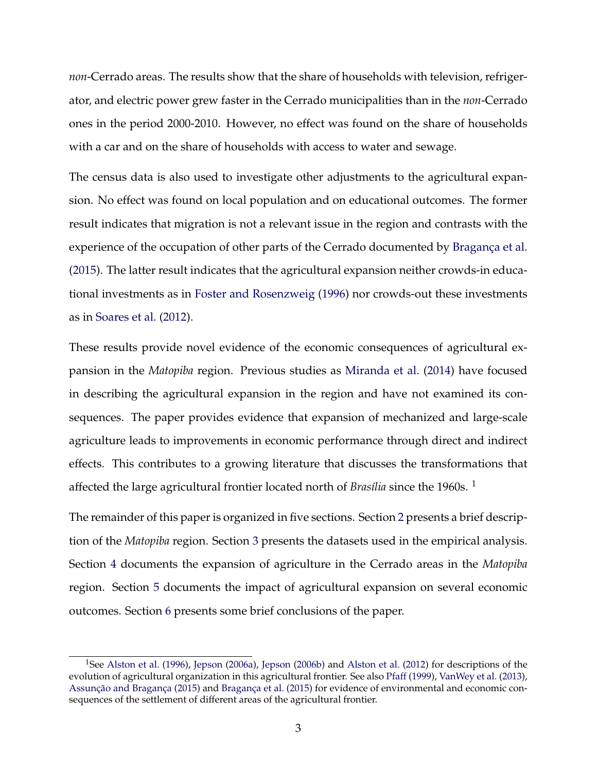*non*-Cerrado areas. The results show that the share of households with television, refrigerator, and electric power grew faster in the Cerrado municipalities than in the *non*-Cerrado ones in the period 2000-2010. However, no effect was found on the share of households with a car and on the share of households with access to water and sewage.

The census data is also used to investigate other adjustments to the agricultural expansion. No effect was found on local population and on educational outcomes. The former result indicates that migration is not a relevant issue in the region and contrasts with the experience of the occupation of other parts of the Cerrado documented by Bragança et al. (2015). The latter result indicates that the agricultural expansion neither crowds-in educational investments as in Foster and Rosenzweig (1996) nor crowds-out these investments as in Soares et al. (2012).

These results provide novel evidence of the economic consequences of agricultural expansion in the *Matopiba* region. Previous studies as Miranda et al. (2014) have focused in describing the agricultural expansion in the region and have not examined its consequences. The paper provides evidence that expansion of mechanized and large-scale agriculture leads to improvements in economic performance through direct and indirect effects. This contributes to a growing literature that discusses the transformations that affected the large agricultural frontier located north of *Brasília* since the 1960s. [1]

The remainder of this paper is organized in five sections. Section 2 presents a brief description of the *Matopiba* region. Section 3 presents the datasets used in the empirical analysis. Section 4 documents the expansion of agriculture in the Cerrado areas in the *Matopiba* region. Section 5 documents the impact of agricultural expansion on several economic outcomes. Section 6 presents some brief conclusions of the paper.

[1] See Alston et al. (1996), Jepson (2006a), Jepson (2006b) and Alston et al. (2012) for descriptions of the evolution of agricultural organization in this agricultural frontier. See also Pfaff (1999), VanWey et al. (2013), Assunção and Bragança (2015) and Bragança et al. (2015) for evidence of environmental and economic consequences of the settlement of different areas of the agricultural frontier.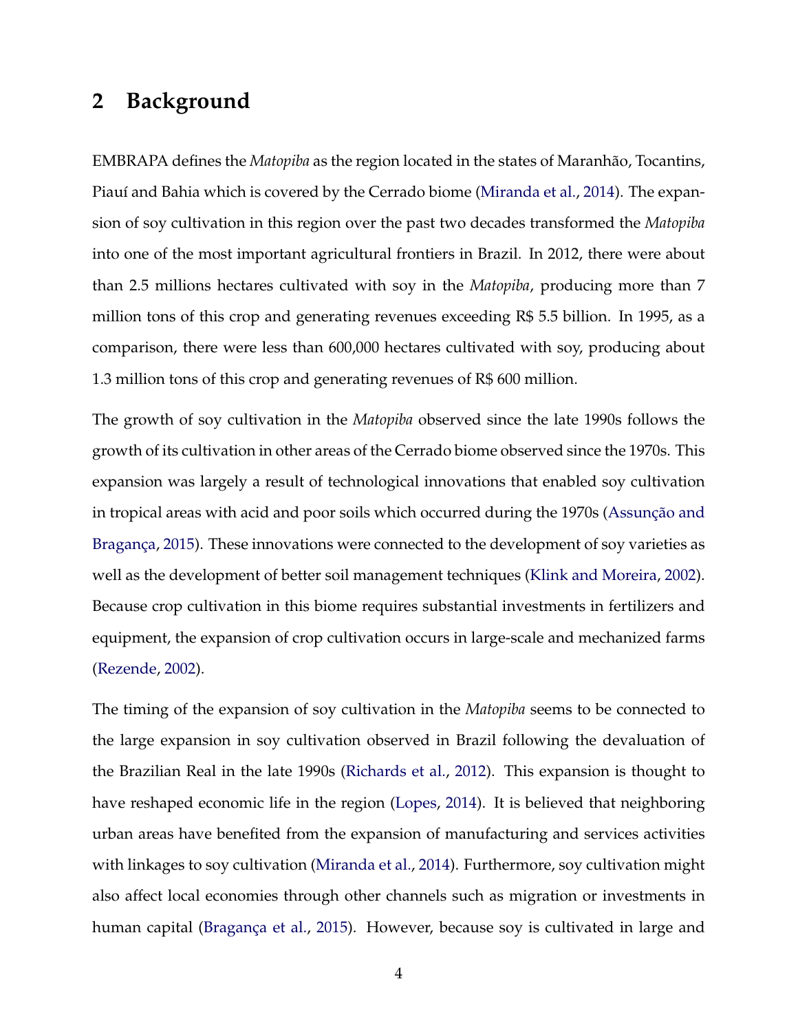## 2 Background

EMBRAPA defines the *Matopiba* as the region located in the states of Maranhão, Tocantins, Piauí and Bahia which is covered by the Cerrado biome (Miranda et al., 2014). The expansion of soy cultivation in this region over the past two decades transformed the *Matopiba* into one of the most important agricultural frontiers in Brazil. In 2012, there were about than 2.5 millions hectares cultivated with soy in the *Matopiba*, producing more than 7 million tons of this crop and generating revenues exceeding R$ 5.5 billion. In 1995, as a comparison, there were less than 600,000 hectares cultivated with soy, producing about 1.3 million tons of this crop and generating revenues of R$ 600 million.

The growth of soy cultivation in the *Matopiba* observed since the late 1990s follows the growth of its cultivation in other areas of the Cerrado biome observed since the 1970s. This expansion was largely a result of technological innovations that enabled soy cultivation in tropical areas with acid and poor soils which occurred during the 1970s (Assunção and Bragança, 2015). These innovations were connected to the development of soy varieties as well as the development of better soil management techniques (Klink and Moreira, 2002). Because crop cultivation in this biome requires substantial investments in fertilizers and equipment, the expansion of crop cultivation occurs in large-scale and mechanized farms (Rezende, 2002).

The timing of the expansion of soy cultivation in the *Matopiba* seems to be connected to the large expansion in soy cultivation observed in Brazil following the devaluation of the Brazilian Real in the late 1990s (Richards et al., 2012). This expansion is thought to have reshaped economic life in the region (Lopes, 2014). It is believed that neighboring urban areas have benefited from the expansion of manufacturing and services activities with linkages to soy cultivation (Miranda et al., 2014). Furthermore, soy cultivation might also affect local economies through other channels such as migration or investments in human capital (Bragança et al., 2015). However, because soy is cultivated in large and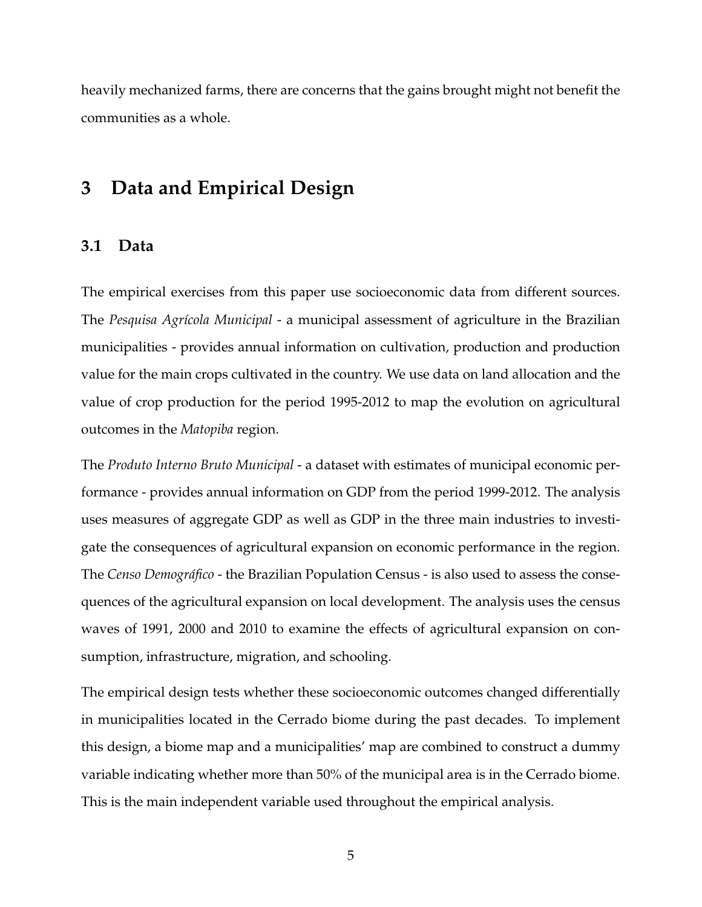heavily mechanized farms, there are concerns that the gains brought might not benefit the communities as a whole.

# 3 Data and Empirical Design

## 3.1 Data

The empirical exercises from this paper use socioeconomic data from different sources. The *Pesquisa Agrícola Municipal* - a municipal assessment of agriculture in the Brazilian municipalities - provides annual information on cultivation, production and production value for the main crops cultivated in the country. We use data on land allocation and the value of crop production for the period 1995-2012 to map the evolution on agricultural outcomes in the *Matopiba* region.

The *Produto Interno Bruto Municipal* - a dataset with estimates of municipal economic performance - provides annual information on GDP from the period 1999-2012. The analysis uses measures of aggregate GDP as well as GDP in the three main industries to investigate the consequences of agricultural expansion on economic performance in the region. The *Censo Demográfico* - the Brazilian Population Census - is also used to assess the consequences of the agricultural expansion on local development. The analysis uses the census waves of 1991, 2000 and 2010 to examine the effects of agricultural expansion on consumption, infrastructure, migration, and schooling.

The empirical design tests whether these socioeconomic outcomes changed differentially in municipalities located in the Cerrado biome during the past decades. To implement this design, a biome map and a municipalities' map are combined to construct a dummy variable indicating whether more than 50% of the municipal area is in the Cerrado biome. This is the main independent variable used throughout the empirical analysis.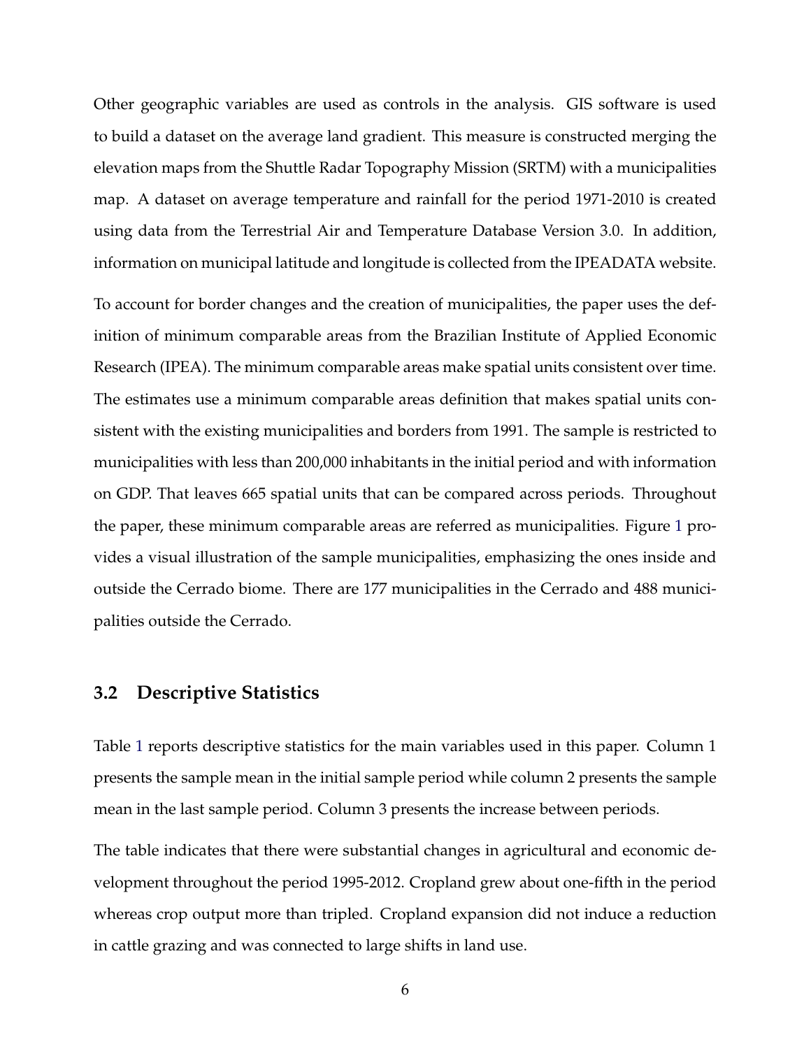Other geographic variables are used as controls in the analysis. GIS software is used to build a dataset on the average land gradient. This measure is constructed merging the elevation maps from the Shuttle Radar Topography Mission (SRTM) with a municipalities map. A dataset on average temperature and rainfall for the period 1971-2010 is created using data from the Terrestrial Air and Temperature Database Version 3.0. In addition, information on municipal latitude and longitude is collected from the IPEADATA website.

To account for border changes and the creation of municipalities, the paper uses the definition of minimum comparable areas from the Brazilian Institute of Applied Economic Research (IPEA). The minimum comparable areas make spatial units consistent over time. The estimates use a minimum comparable areas definition that makes spatial units consistent with the existing municipalities and borders from 1991. The sample is restricted to municipalities with less than 200,000 inhabitants in the initial period and with information on GDP. That leaves 665 spatial units that can be compared across periods. Throughout the paper, these minimum comparable areas are referred as municipalities. Figure 1 provides a visual illustration of the sample municipalities, emphasizing the ones inside and outside the Cerrado biome. There are 177 municipalities in the Cerrado and 488 municipalities outside the Cerrado.

## 3.2 Descriptive Statistics

Table 1 reports descriptive statistics for the main variables used in this paper. Column 1 presents the sample mean in the initial sample period while column 2 presents the sample mean in the last sample period. Column 3 presents the increase between periods.

The table indicates that there were substantial changes in agricultural and economic development throughout the period 1995-2012. Cropland grew about one-fifth in the period whereas crop output more than tripled. Cropland expansion did not induce a reduction in cattle grazing and was connected to large shifts in land use.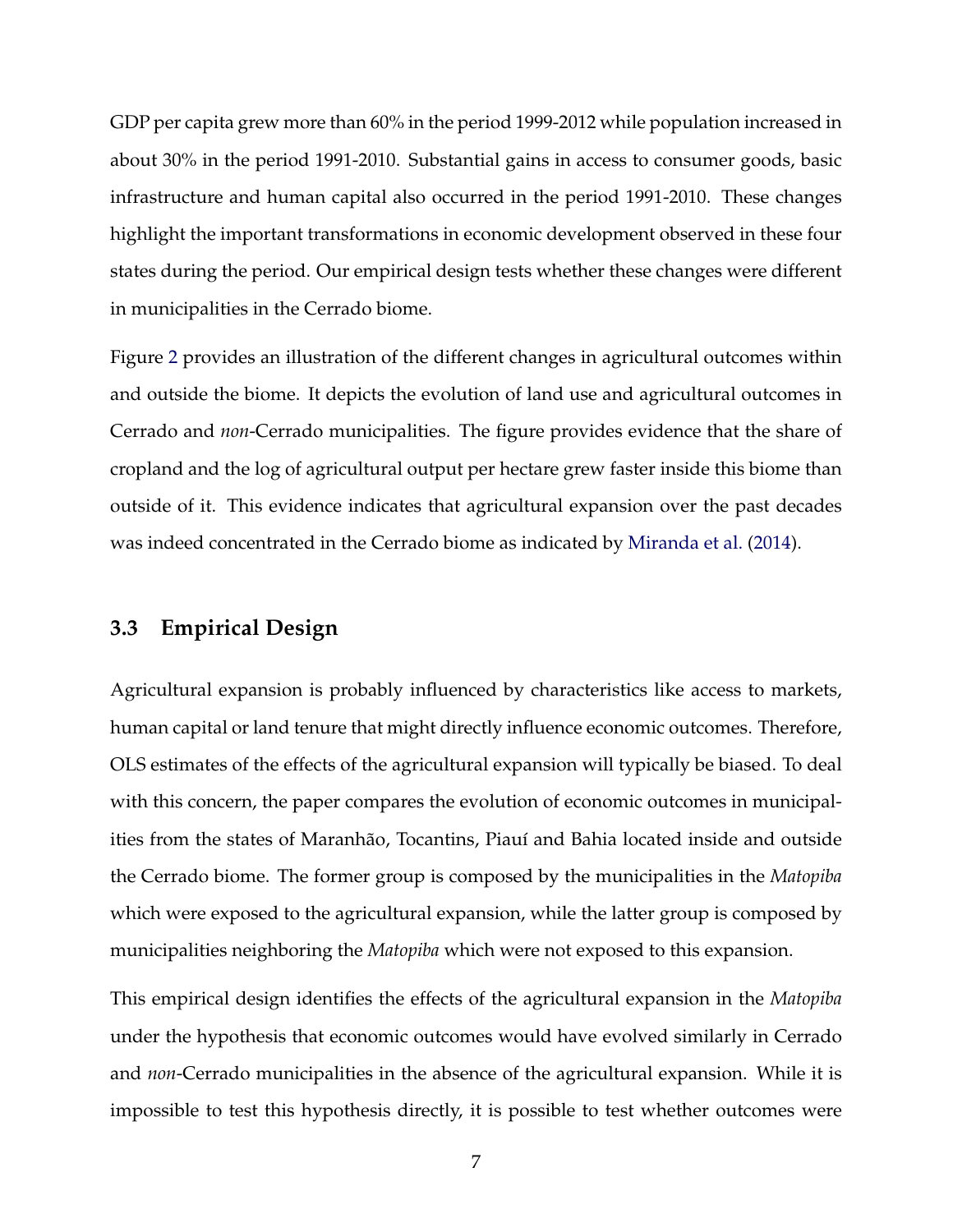GDP per capita grew more than 60% in the period 1999-2012 while population increased in about 30% in the period 1991-2010. Substantial gains in access to consumer goods, basic infrastructure and human capital also occurred in the period 1991-2010. These changes highlight the important transformations in economic development observed in these four states during the period. Our empirical design tests whether these changes were different in municipalities in the Cerrado biome.

Figure 2 provides an illustration of the different changes in agricultural outcomes within and outside the biome. It depicts the evolution of land use and agricultural outcomes in Cerrado and *non*-Cerrado municipalities. The figure provides evidence that the share of cropland and the log of agricultural output per hectare grew faster inside this biome than outside of it. This evidence indicates that agricultural expansion over the past decades was indeed concentrated in the Cerrado biome as indicated by Miranda et al. (2014).

### 3.3 Empirical Design

Agricultural expansion is probably influenced by characteristics like access to markets, human capital or land tenure that might directly influence economic outcomes. Therefore, OLS estimates of the effects of the agricultural expansion will typically be biased. To deal with this concern, the paper compares the evolution of economic outcomes in municipalities from the states of Maranhão, Tocantins, Piauí and Bahia located inside and outside the Cerrado biome. The former group is composed by the municipalities in the *Matopiba* which were exposed to the agricultural expansion, while the latter group is composed by municipalities neighboring the *Matopiba* which were not exposed to this expansion.

This empirical design identifies the effects of the agricultural expansion in the *Matopiba* under the hypothesis that economic outcomes would have evolved similarly in Cerrado and *non*-Cerrado municipalities in the absence of the agricultural expansion. While it is impossible to test this hypothesis directly, it is possible to test whether outcomes were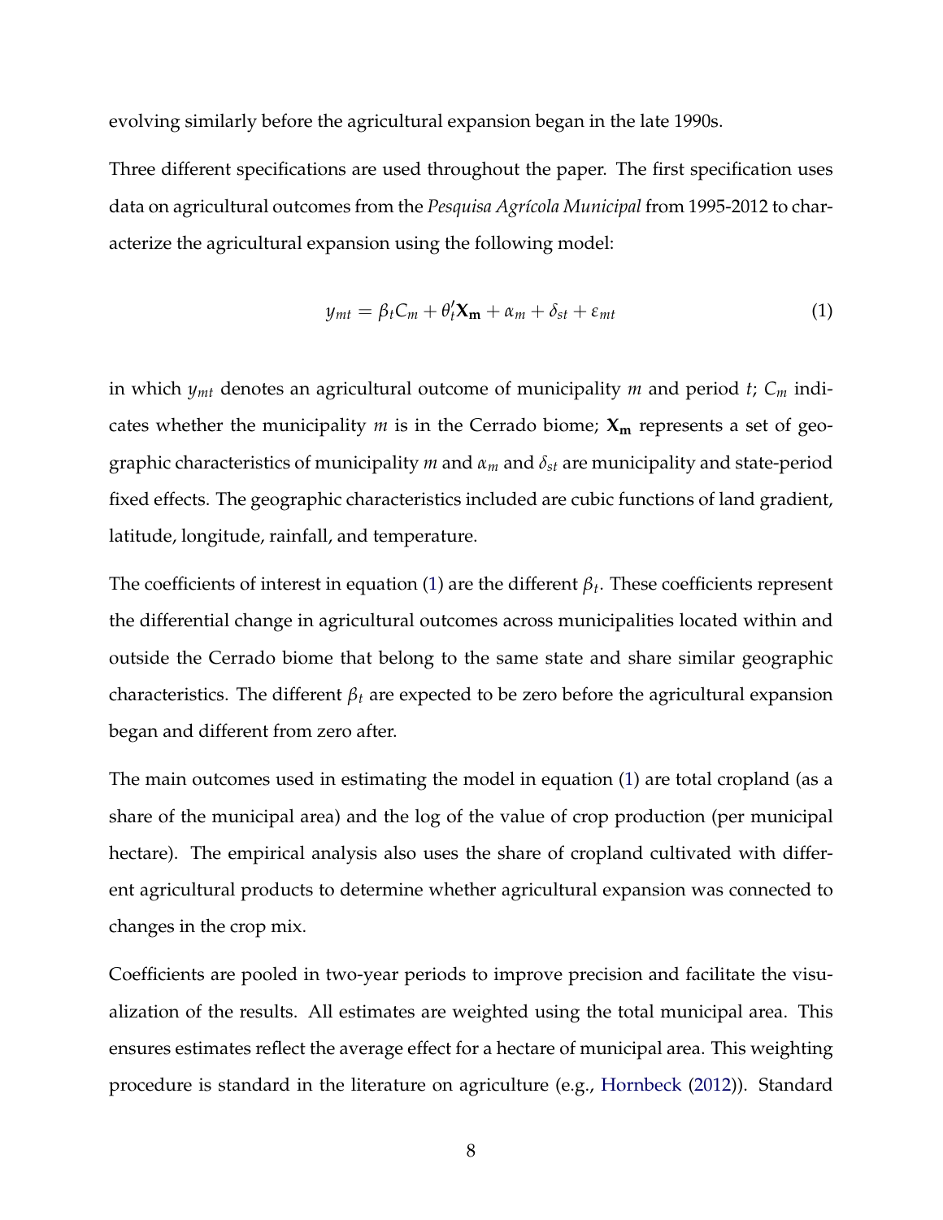evolving similarly before the agricultural expansion began in the late 1990s.

Three different specifications are used throughout the paper. The first specification uses data on agricultural outcomes from the *Pesquisa Agrícola Municipal* from 1995-2012 to characterize the agricultural expansion using the following model:

$$y_{mt} = \beta_t C_m + \theta_t' \mathbf{X_m} + \alpha_m + \delta_{st} + \varepsilon_{mt} \tag{1}$$

in which $y_{mt}$ denotes an agricultural outcome of municipality $m$ and period $t$; $C_m$ indicates whether the municipality $m$ is in the Cerrado biome; $\mathbf{X_m}$ represents a set of geographic characteristics of municipality $m$ and $\alpha_m$ and $\delta_{st}$ are municipality and state-period fixed effects. The geographic characteristics included are cubic functions of land gradient, latitude, longitude, rainfall, and temperature.

The coefficients of interest in equation (1) are the different $\beta_t$. These coefficients represent the differential change in agricultural outcomes across municipalities located within and outside the Cerrado biome that belong to the same state and share similar geographic characteristics. The different $\beta_t$ are expected to be zero before the agricultural expansion began and different from zero after.

The main outcomes used in estimating the model in equation (1) are total cropland (as a share of the municipal area) and the log of the value of crop production (per municipal hectare). The empirical analysis also uses the share of cropland cultivated with different agricultural products to determine whether agricultural expansion was connected to changes in the crop mix.

Coefficients are pooled in two-year periods to improve precision and facilitate the visualization of the results. All estimates are weighted using the total municipal area. This ensures estimates reflect the average effect for a hectare of municipal area. This weighting procedure is standard in the literature on agriculture (e.g., Hornbeck (2012)). Standard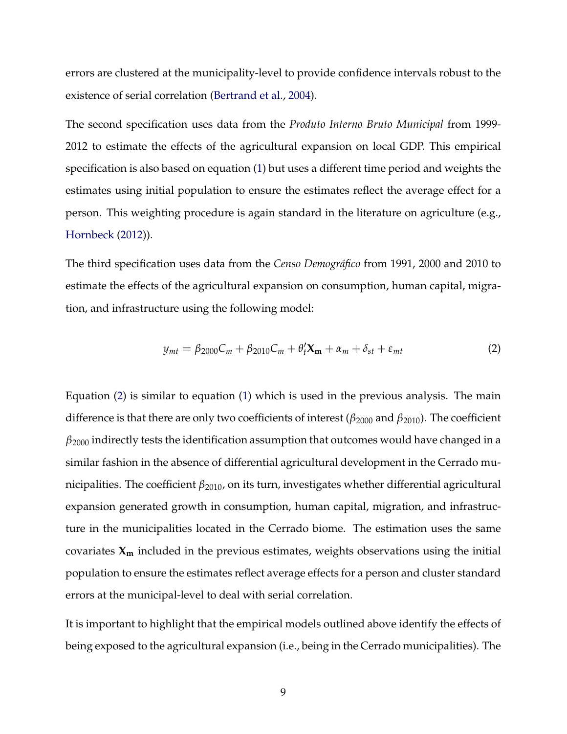errors are clustered at the municipality-level to provide confidence intervals robust to the existence of serial correlation (Bertrand et al., 2004).

The second specification uses data from the *Produto Interno Bruto Municipal* from 1999-2012 to estimate the effects of the agricultural expansion on local GDP. This empirical specification is also based on equation (1) but uses a different time period and weights the estimates using initial population to ensure the estimates reflect the average effect for a person. This weighting procedure is again standard in the literature on agriculture (e.g., Hornbeck (2012)).

The third specification uses data from the *Censo Demográfico* from 1991, 2000 and 2010 to estimate the effects of the agricultural expansion on consumption, human capital, migration, and infrastructure using the following model:

$$y_{mt} = \beta_{2000}C_m + \beta_{2010}C_m + \theta_t'\mathbf{X_m} + \alpha_m + \delta_{st} + \varepsilon_{mt} \tag{2}$$

Equation (2) is similar to equation (1) which is used in the previous analysis. The main difference is that there are only two coefficients of interest ($\beta_{2000}$ and $\beta_{2010}$). The coefficient $\beta_{2000}$ indirectly tests the identification assumption that outcomes would have changed in a similar fashion in the absence of differential agricultural development in the Cerrado municipalities. The coefficient $\beta_{2010}$, on its turn, investigates whether differential agricultural expansion generated growth in consumption, human capital, migration, and infrastructure in the municipalities located in the Cerrado biome. The estimation uses the same covariates $\mathbf{X_m}$ included in the previous estimates, weights observations using the initial population to ensure the estimates reflect average effects for a person and cluster standard errors at the municipal-level to deal with serial correlation.

It is important to highlight that the empirical models outlined above identify the effects of being exposed to the agricultural expansion (i.e., being in the Cerrado municipalities). The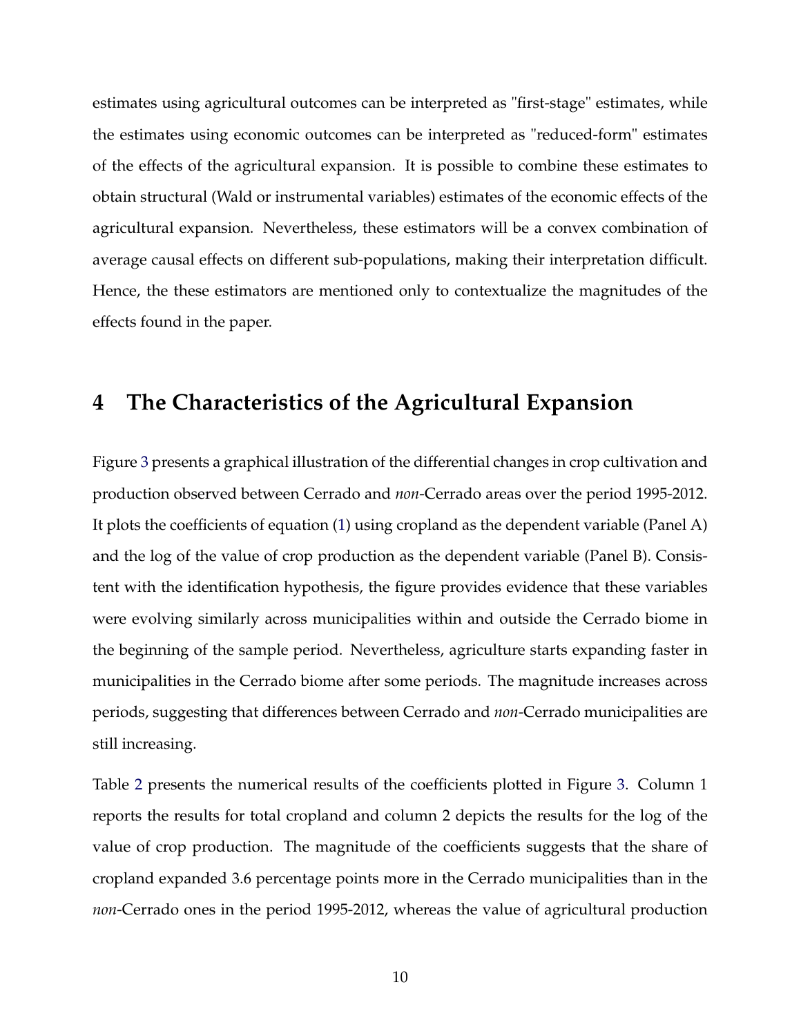estimates using agricultural outcomes can be interpreted as "first-stage" estimates, while the estimates using economic outcomes can be interpreted as "reduced-form" estimates of the effects of the agricultural expansion. It is possible to combine these estimates to obtain structural (Wald or instrumental variables) estimates of the economic effects of the agricultural expansion. Nevertheless, these estimators will be a convex combination of average causal effects on different sub-populations, making their interpretation difficult. Hence, the these estimators are mentioned only to contextualize the magnitudes of the effects found in the paper.

# 4 The Characteristics of the Agricultural Expansion

Figure 3 presents a graphical illustration of the differential changes in crop cultivation and production observed between Cerrado and *non*-Cerrado areas over the period 1995-2012. It plots the coefficients of equation (1) using cropland as the dependent variable (Panel A) and the log of the value of crop production as the dependent variable (Panel B). Consistent with the identification hypothesis, the figure provides evidence that these variables were evolving similarly across municipalities within and outside the Cerrado biome in the beginning of the sample period. Nevertheless, agriculture starts expanding faster in municipalities in the Cerrado biome after some periods. The magnitude increases across periods, suggesting that differences between Cerrado and *non*-Cerrado municipalities are still increasing.

Table 2 presents the numerical results of the coefficients plotted in Figure 3. Column 1 reports the results for total cropland and column 2 depicts the results for the log of the value of crop production. The magnitude of the coefficients suggests that the share of cropland expanded 3.6 percentage points more in the Cerrado municipalities than in the *non*-Cerrado ones in the period 1995-2012, whereas the value of agricultural production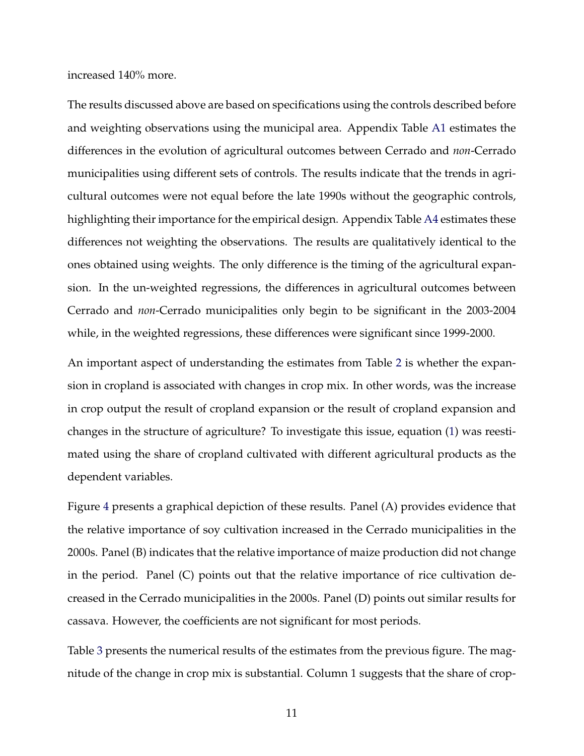increased 140% more.

The results discussed above are based on specifications using the controls described before and weighting observations using the municipal area. Appendix Table A1 estimates the differences in the evolution of agricultural outcomes between Cerrado and *non*-Cerrado municipalities using different sets of controls. The results indicate that the trends in agricultural outcomes were not equal before the late 1990s without the geographic controls, highlighting their importance for the empirical design. Appendix Table A4 estimates these differences not weighting the observations. The results are qualitatively identical to the ones obtained using weights. The only difference is the timing of the agricultural expansion. In the un-weighted regressions, the differences in agricultural outcomes between Cerrado and *non*-Cerrado municipalities only begin to be significant in the 2003-2004 while, in the weighted regressions, these differences were significant since 1999-2000.

An important aspect of understanding the estimates from Table 2 is whether the expansion in cropland is associated with changes in crop mix. In other words, was the increase in crop output the result of cropland expansion or the result of cropland expansion and changes in the structure of agriculture? To investigate this issue, equation (1) was reestimated using the share of cropland cultivated with different agricultural products as the dependent variables.

Figure 4 presents a graphical depiction of these results. Panel (A) provides evidence that the relative importance of soy cultivation increased in the Cerrado municipalities in the 2000s. Panel (B) indicates that the relative importance of maize production did not change in the period. Panel (C) points out that the relative importance of rice cultivation decreased in the Cerrado municipalities in the 2000s. Panel (D) points out similar results for cassava. However, the coefficients are not significant for most periods.

Table 3 presents the numerical results of the estimates from the previous figure. The magnitude of the change in crop mix is substantial. Column 1 suggests that the share of crop-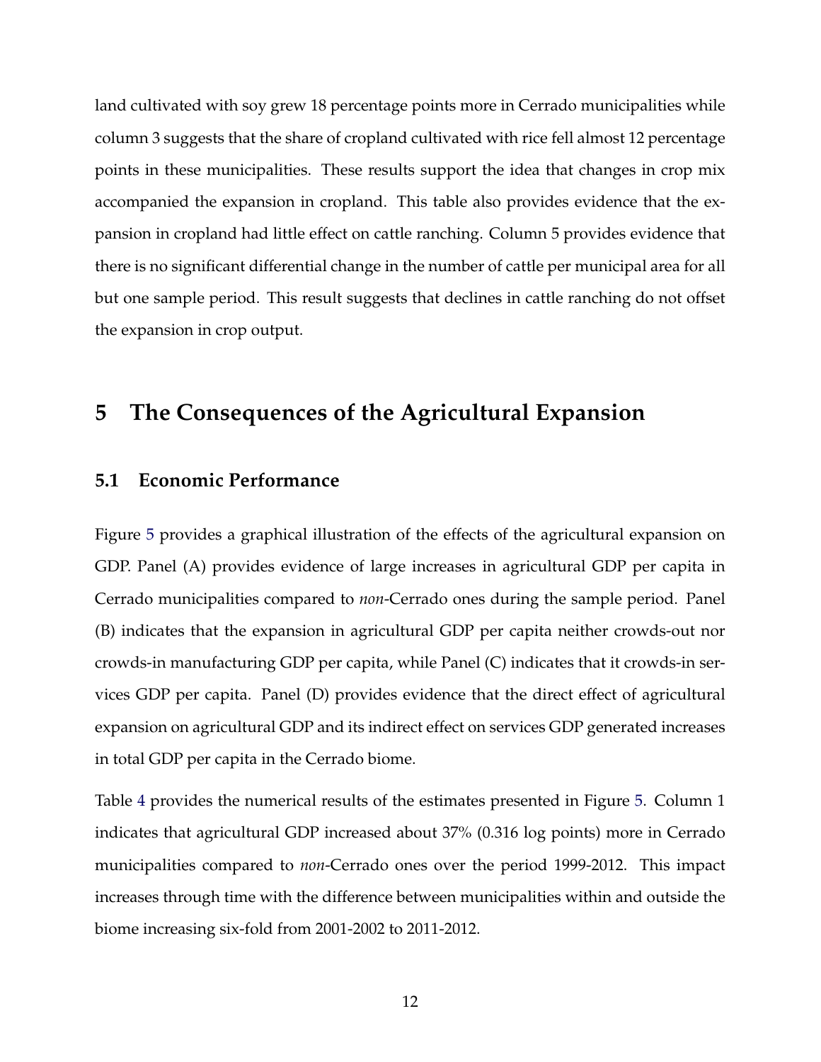land cultivated with soy grew 18 percentage points more in Cerrado municipalities while column 3 suggests that the share of cropland cultivated with rice fell almost 12 percentage points in these municipalities. These results support the idea that changes in crop mix accompanied the expansion in cropland. This table also provides evidence that the expansion in cropland had little effect on cattle ranching. Column 5 provides evidence that there is no significant differential change in the number of cattle per municipal area for all but one sample period. This result suggests that declines in cattle ranching do not offset the expansion in crop output.

# 5 The Consequences of the Agricultural Expansion

## 5.1 Economic Performance

Figure 5 provides a graphical illustration of the effects of the agricultural expansion on GDP. Panel (A) provides evidence of large increases in agricultural GDP per capita in Cerrado municipalities compared to *non*-Cerrado ones during the sample period. Panel (B) indicates that the expansion in agricultural GDP per capita neither crowds-out nor crowds-in manufacturing GDP per capita, while Panel (C) indicates that it crowds-in services GDP per capita. Panel (D) provides evidence that the direct effect of agricultural expansion on agricultural GDP and its indirect effect on services GDP generated increases in total GDP per capita in the Cerrado biome.

Table 4 provides the numerical results of the estimates presented in Figure 5. Column 1 indicates that agricultural GDP increased about 37% (0.316 log points) more in Cerrado municipalities compared to *non*-Cerrado ones over the period 1999-2012. This impact increases through time with the difference between municipalities within and outside the biome increasing six-fold from 2001-2002 to 2011-2012.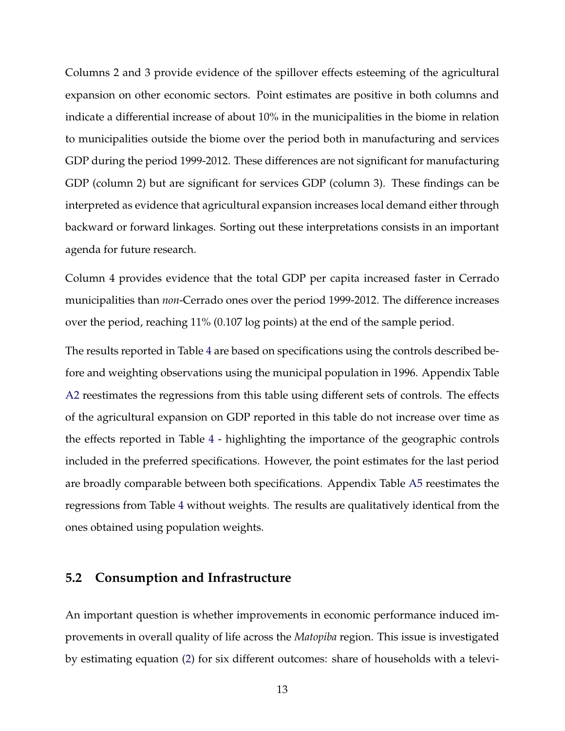Columns 2 and 3 provide evidence of the spillover effects esteeming of the agricultural expansion on other economic sectors. Point estimates are positive in both columns and indicate a differential increase of about 10% in the municipalities in the biome in relation to municipalities outside the biome over the period both in manufacturing and services GDP during the period 1999-2012. These differences are not significant for manufacturing GDP (column 2) but are significant for services GDP (column 3). These findings can be interpreted as evidence that agricultural expansion increases local demand either through backward or forward linkages. Sorting out these interpretations consists in an important agenda for future research.

Column 4 provides evidence that the total GDP per capita increased faster in Cerrado municipalities than *non*-Cerrado ones over the period 1999-2012. The difference increases over the period, reaching 11% (0.107 log points) at the end of the sample period.

The results reported in Table 4 are based on specifications using the controls described before and weighting observations using the municipal population in 1996. Appendix Table A2 reestimates the regressions from this table using different sets of controls. The effects of the agricultural expansion on GDP reported in this table do not increase over time as the effects reported in Table 4 - highlighting the importance of the geographic controls included in the preferred specifications. However, the point estimates for the last period are broadly comparable between both specifications. Appendix Table A5 reestimates the regressions from Table 4 without weights. The results are qualitatively identical from the ones obtained using population weights.

### 5.2 Consumption and Infrastructure

An important question is whether improvements in economic performance induced improvements in overall quality of life across the *Matopiba* region. This issue is investigated by estimating equation (2) for six different outcomes: share of households with a televi-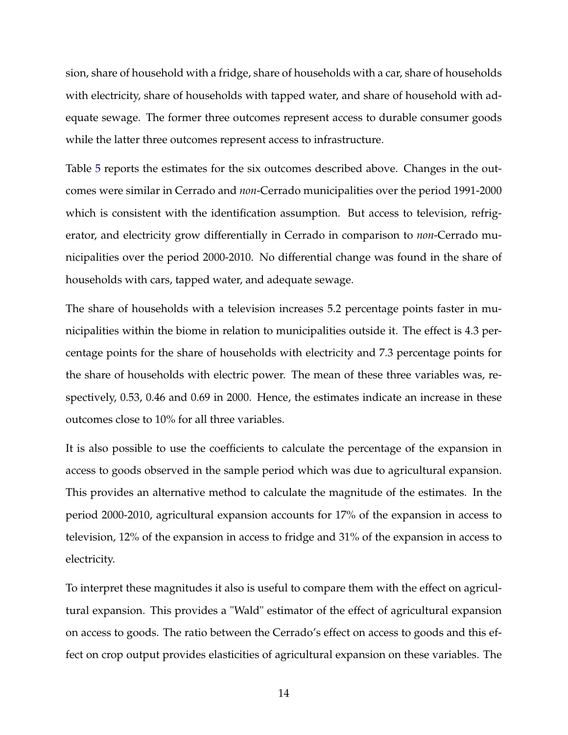sion, share of household with a fridge, share of households with a car, share of households with electricity, share of households with tapped water, and share of household with adequate sewage. The former three outcomes represent access to durable consumer goods while the latter three outcomes represent access to infrastructure.

Table 5 reports the estimates for the six outcomes described above. Changes in the outcomes were similar in Cerrado and *non*-Cerrado municipalities over the period 1991-2000 which is consistent with the identification assumption. But access to television, refrigerator, and electricity grow differentially in Cerrado in comparison to *non*-Cerrado municipalities over the period 2000-2010. No differential change was found in the share of households with cars, tapped water, and adequate sewage.

The share of households with a television increases 5.2 percentage points faster in municipalities within the biome in relation to municipalities outside it. The effect is 4.3 percentage points for the share of households with electricity and 7.3 percentage points for the share of households with electric power. The mean of these three variables was, respectively, 0.53, 0.46 and 0.69 in 2000. Hence, the estimates indicate an increase in these outcomes close to 10% for all three variables.

It is also possible to use the coefficients to calculate the percentage of the expansion in access to goods observed in the sample period which was due to agricultural expansion. This provides an alternative method to calculate the magnitude of the estimates. In the period 2000-2010, agricultural expansion accounts for 17% of the expansion in access to television, 12% of the expansion in access to fridge and 31% of the expansion in access to electricity.

To interpret these magnitudes it also is useful to compare them with the effect on agricultural expansion. This provides a "Wald" estimator of the effect of agricultural expansion on access to goods. The ratio between the Cerrado's effect on access to goods and this effect on crop output provides elasticities of agricultural expansion on these variables. The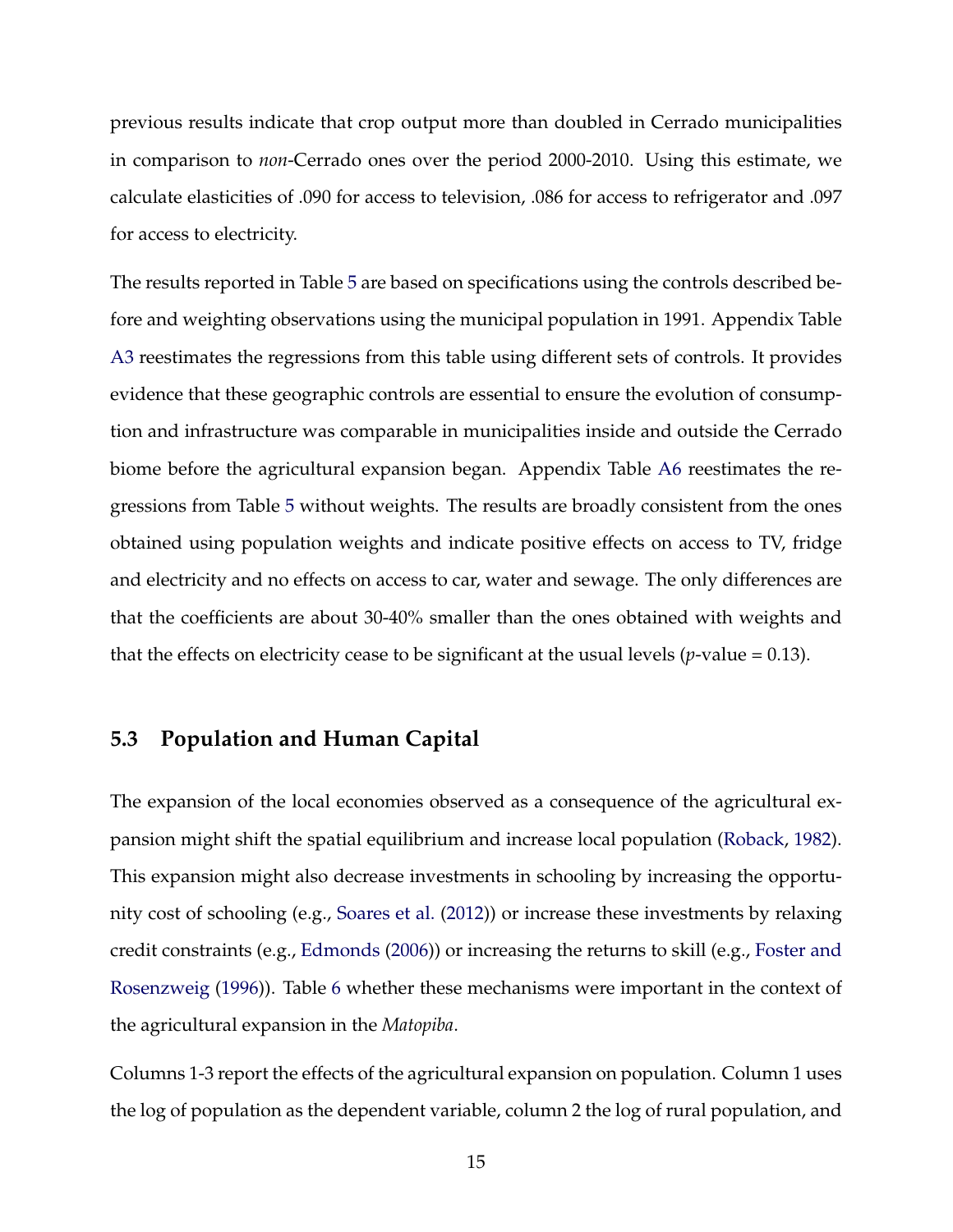previous results indicate that crop output more than doubled in Cerrado municipalities in comparison to *non*-Cerrado ones over the period 2000-2010. Using this estimate, we calculate elasticities of .090 for access to television, .086 for access to refrigerator and .097 for access to electricity.

The results reported in Table 5 are based on specifications using the controls described before and weighting observations using the municipal population in 1991. Appendix Table A3 reestimates the regressions from this table using different sets of controls. It provides evidence that these geographic controls are essential to ensure the evolution of consumption and infrastructure was comparable in municipalities inside and outside the Cerrado biome before the agricultural expansion began. Appendix Table A6 reestimates the regressions from Table 5 without weights. The results are broadly consistent from the ones obtained using population weights and indicate positive effects on access to TV, fridge and electricity and no effects on access to car, water and sewage. The only differences are that the coefficients are about 30-40% smaller than the ones obtained with weights and that the effects on electricity cease to be significant at the usual levels ($p$-value = 0.13).

### 5.3 Population and Human Capital

The expansion of the local economies observed as a consequence of the agricultural expansion might shift the spatial equilibrium and increase local population (Roback, 1982). This expansion might also decrease investments in schooling by increasing the opportunity cost of schooling (e.g., Soares et al. (2012)) or increase these investments by relaxing credit constraints (e.g., Edmonds (2006)) or increasing the returns to skill (e.g., Foster and Rosenzweig (1996)). Table 6 whether these mechanisms were important in the context of the agricultural expansion in the *Matopiba*.

Columns 1-3 report the effects of the agricultural expansion on population. Column 1 uses the log of population as the dependent variable, column 2 the log of rural population, and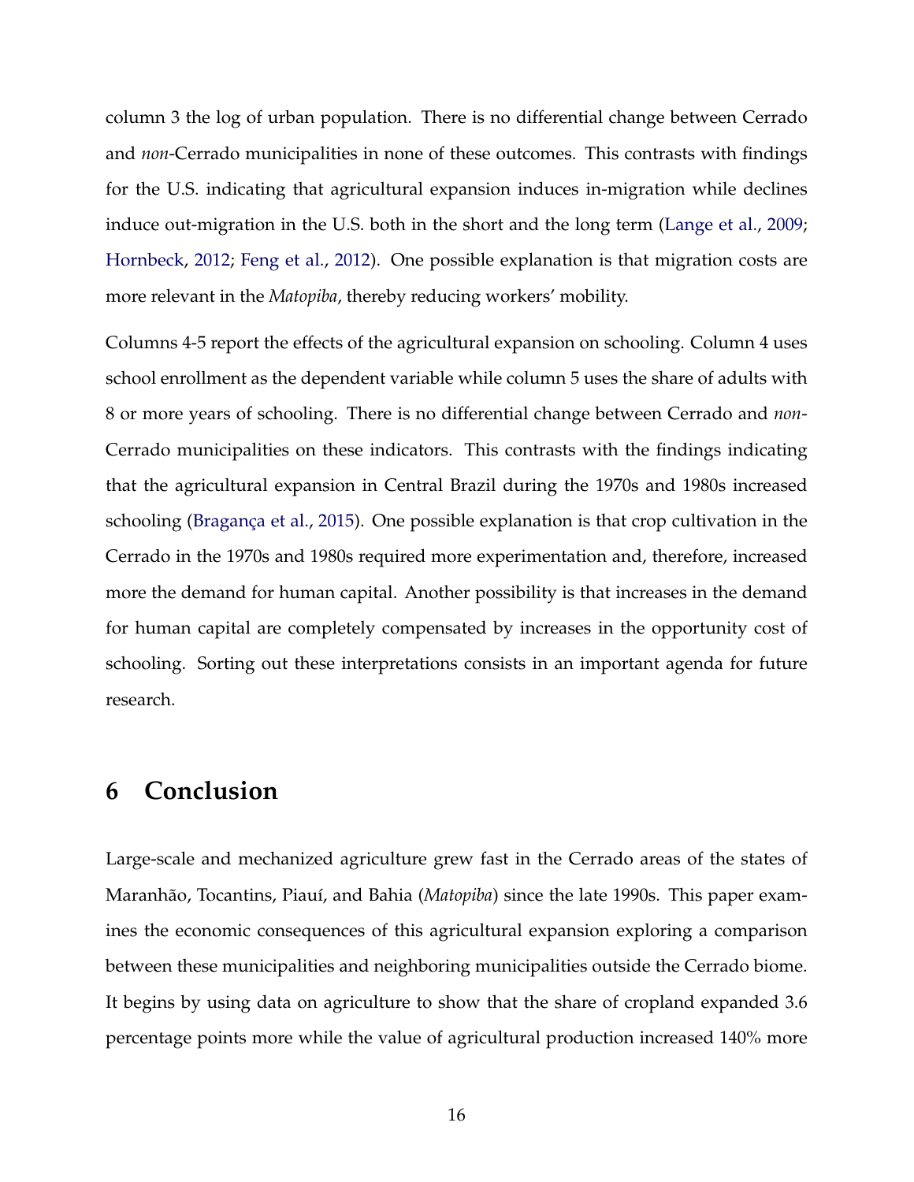column 3 the log of urban population. There is no differential change between Cerrado and *non*-Cerrado municipalities in none of these outcomes. This contrasts with findings for the U.S. indicating that agricultural expansion induces in-migration while declines induce out-migration in the U.S. both in the short and the long term (Lange et al., 2009; Hornbeck, 2012; Feng et al., 2012). One possible explanation is that migration costs are more relevant in the *Matopiba*, thereby reducing workers' mobility.

Columns 4-5 report the effects of the agricultural expansion on schooling. Column 4 uses school enrollment as the dependent variable while column 5 uses the share of adults with 8 or more years of schooling. There is no differential change between Cerrado and *non*-Cerrado municipalities on these indicators. This contrasts with the findings indicating that the agricultural expansion in Central Brazil during the 1970s and 1980s increased schooling (Bragança et al., 2015). One possible explanation is that crop cultivation in the Cerrado in the 1970s and 1980s required more experimentation and, therefore, increased more the demand for human capital. Another possibility is that increases in the demand for human capital are completely compensated by increases in the opportunity cost of schooling. Sorting out these interpretations consists in an important agenda for future research.

# 6 Conclusion

Large-scale and mechanized agriculture grew fast in the Cerrado areas of the states of Maranhão, Tocantins, Piauí, and Bahia (*Matopiba*) since the late 1990s. This paper examines the economic consequences of this agricultural expansion exploring a comparison between these municipalities and neighboring municipalities outside the Cerrado biome. It begins by using data on agriculture to show that the share of cropland expanded 3.6 percentage points more while the value of agricultural production increased 140% more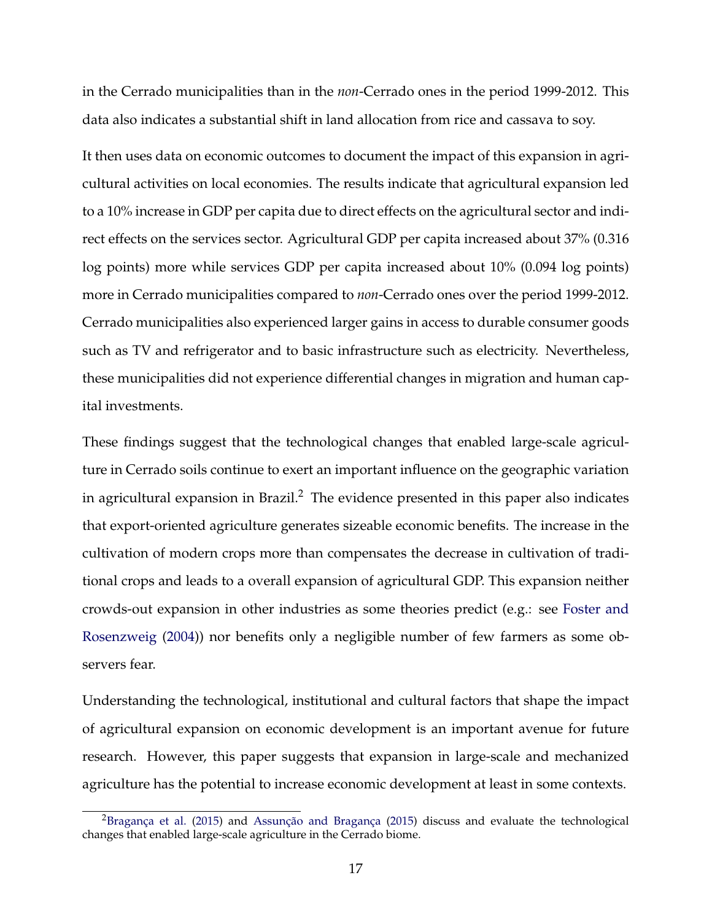in the Cerrado municipalities than in the *non*-Cerrado ones in the period 1999-2012. This data also indicates a substantial shift in land allocation from rice and cassava to soy.

It then uses data on economic outcomes to document the impact of this expansion in agricultural activities on local economies. The results indicate that agricultural expansion led to a 10% increase in GDP per capita due to direct effects on the agricultural sector and indirect effects on the services sector. Agricultural GDP per capita increased about 37% (0.316 log points) more while services GDP per capita increased about 10% (0.094 log points) more in Cerrado municipalities compared to *non*-Cerrado ones over the period 1999-2012. Cerrado municipalities also experienced larger gains in access to durable consumer goods such as TV and refrigerator and to basic infrastructure such as electricity. Nevertheless, these municipalities did not experience differential changes in migration and human capital investments.

These findings suggest that the technological changes that enabled large-scale agriculture in Cerrado soils continue to exert an important influence on the geographic variation in agricultural expansion in Brazil.[2] The evidence presented in this paper also indicates that export-oriented agriculture generates sizeable economic benefits. The increase in the cultivation of modern crops more than compensates the decrease in cultivation of traditional crops and leads to a overall expansion of agricultural GDP. This expansion neither crowds-out expansion in other industries as some theories predict (e.g.: see Foster and Rosenzweig (2004)) nor benefits only a negligible number of few farmers as some observers fear.

Understanding the technological, institutional and cultural factors that shape the impact of agricultural expansion on economic development is an important avenue for future research. However, this paper suggests that expansion in large-scale and mechanized agriculture has the potential to increase economic development at least in some contexts.

[2] Bragança et al. (2015) and Assunção and Bragança (2015) discuss and evaluate the technological changes that enabled large-scale agriculture in the Cerrado biome.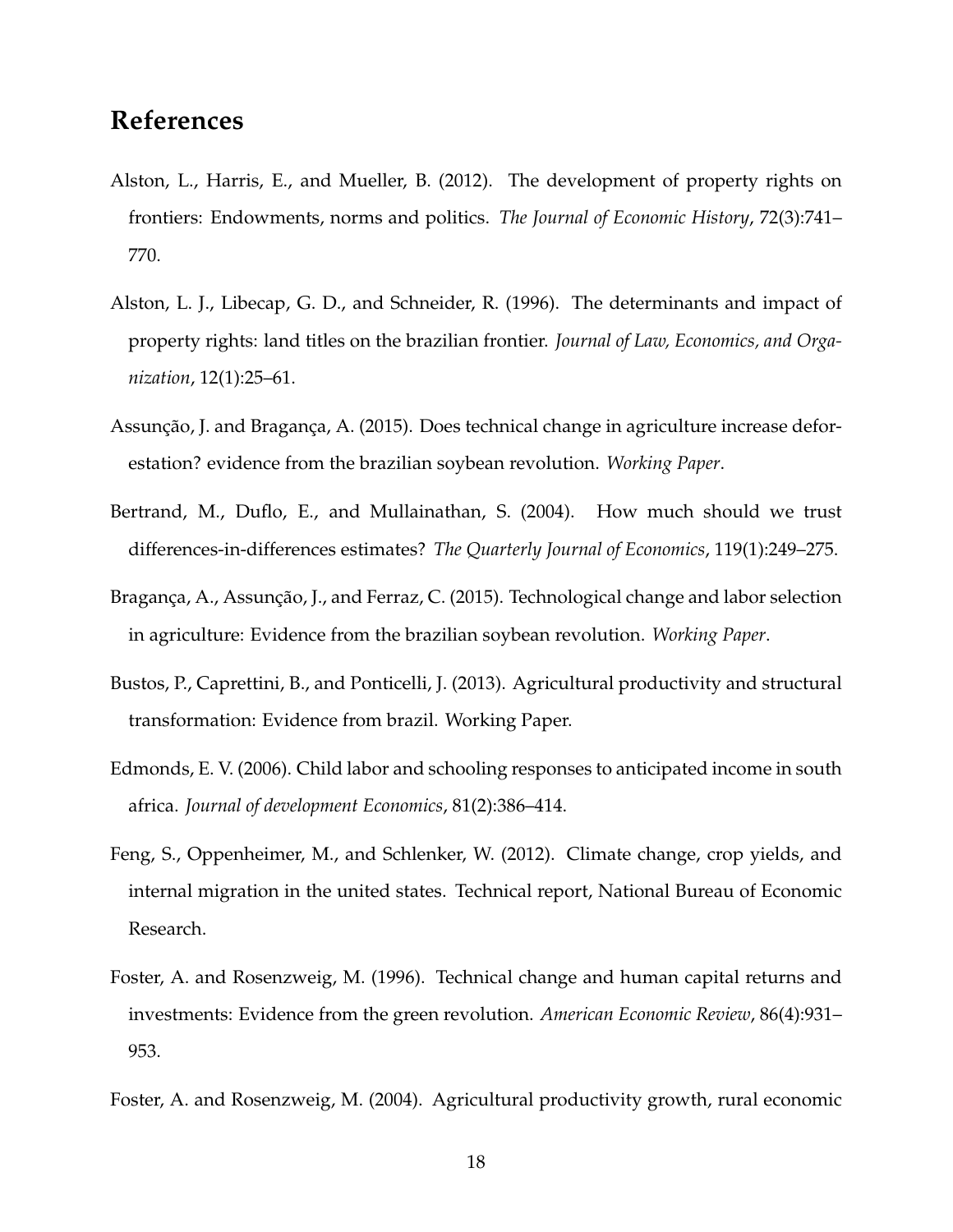## References

Alston, L., Harris, E., and Mueller, B. (2012). The development of property rights on frontiers: Endowments, norms and politics. *The Journal of Economic History*, 72(3):741–770.

Alston, L. J., Libecap, G. D., and Schneider, R. (1996). The determinants and impact of property rights: land titles on the brazilian frontier. *Journal of Law, Economics, and Organization*, 12(1):25–61.

Assunção, J. and Bragança, A. (2015). Does technical change in agriculture increase deforestation? evidence from the brazilian soybean revolution. *Working Paper*.

Bertrand, M., Duflo, E., and Mullainathan, S. (2004). How much should we trust differences-in-differences estimates? *The Quarterly Journal of Economics*, 119(1):249–275.

Bragança, A., Assunção, J., and Ferraz, C. (2015). Technological change and labor selection in agriculture: Evidence from the brazilian soybean revolution. *Working Paper*.

Bustos, P., Caprettini, B., and Ponticelli, J. (2013). Agricultural productivity and structural transformation: Evidence from brazil. Working Paper.

Edmonds, E. V. (2006). Child labor and schooling responses to anticipated income in south africa. *Journal of development Economics*, 81(2):386–414.

Feng, S., Oppenheimer, M., and Schlenker, W. (2012). Climate change, crop yields, and internal migration in the united states. Technical report, National Bureau of Economic Research.

Foster, A. and Rosenzweig, M. (1996). Technical change and human capital returns and investments: Evidence from the green revolution. *American Economic Review*, 86(4):931–953.

Foster, A. and Rosenzweig, M. (2004). Agricultural productivity growth, rural economic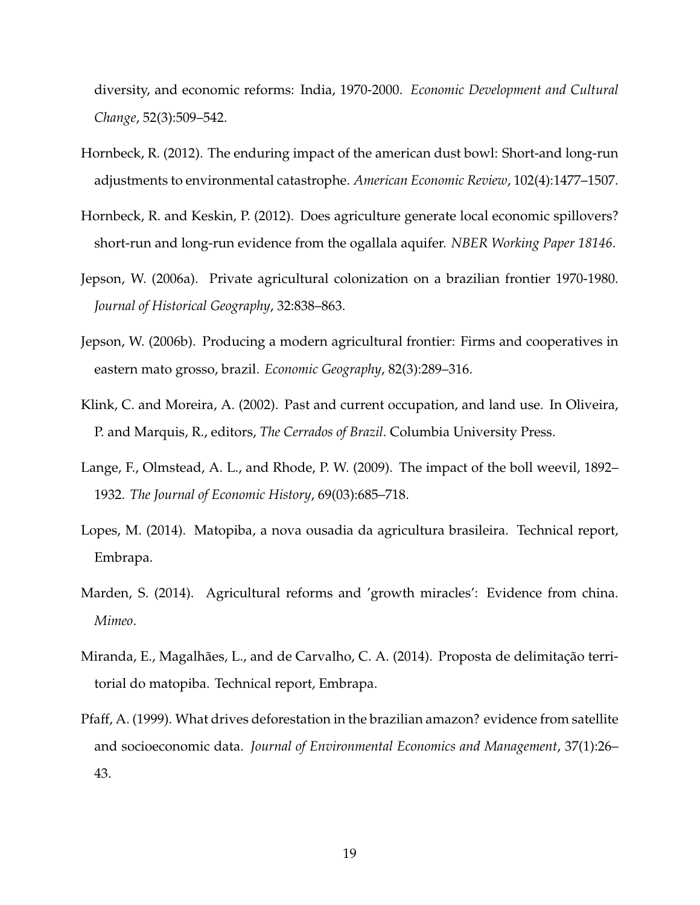diversity, and economic reforms: India, 1970-2000. *Economic Development and Cultural Change*, 52(3):509–542.

Hornbeck, R. (2012). The enduring impact of the american dust bowl: Short-and long-run adjustments to environmental catastrophe. *American Economic Review*, 102(4):1477–1507.

Hornbeck, R. and Keskin, P. (2012). Does agriculture generate local economic spillovers? short-run and long-run evidence from the ogallala aquifer. *NBER Working Paper 18146*.

Jepson, W. (2006a). Private agricultural colonization on a brazilian frontier 1970-1980. *Journal of Historical Geography*, 32:838–863.

Jepson, W. (2006b). Producing a modern agricultural frontier: Firms and cooperatives in eastern mato grosso, brazil. *Economic Geography*, 82(3):289–316.

Klink, C. and Moreira, A. (2002). Past and current occupation, and land use. In Oliveira, P. and Marquis, R., editors, *The Cerrados of Brazil*. Columbia University Press.

Lange, F., Olmstead, A. L., and Rhode, P. W. (2009). The impact of the boll weevil, 1892–1932. *The Journal of Economic History*, 69(03):685–718.

Lopes, M. (2014). Matopiba, a nova ousadia da agricultura brasileira. Technical report, Embrapa.

Marden, S. (2014). Agricultural reforms and 'growth miracles': Evidence from china. *Mimeo*.

Miranda, E., Magalhães, L., and de Carvalho, C. A. (2014). Proposta de delimitação territorial do matopiba. Technical report, Embrapa.

Pfaff, A. (1999). What drives deforestation in the brazilian amazon? evidence from satellite and socioeconomic data. *Journal of Environmental Economics and Management*, 37(1):26–43.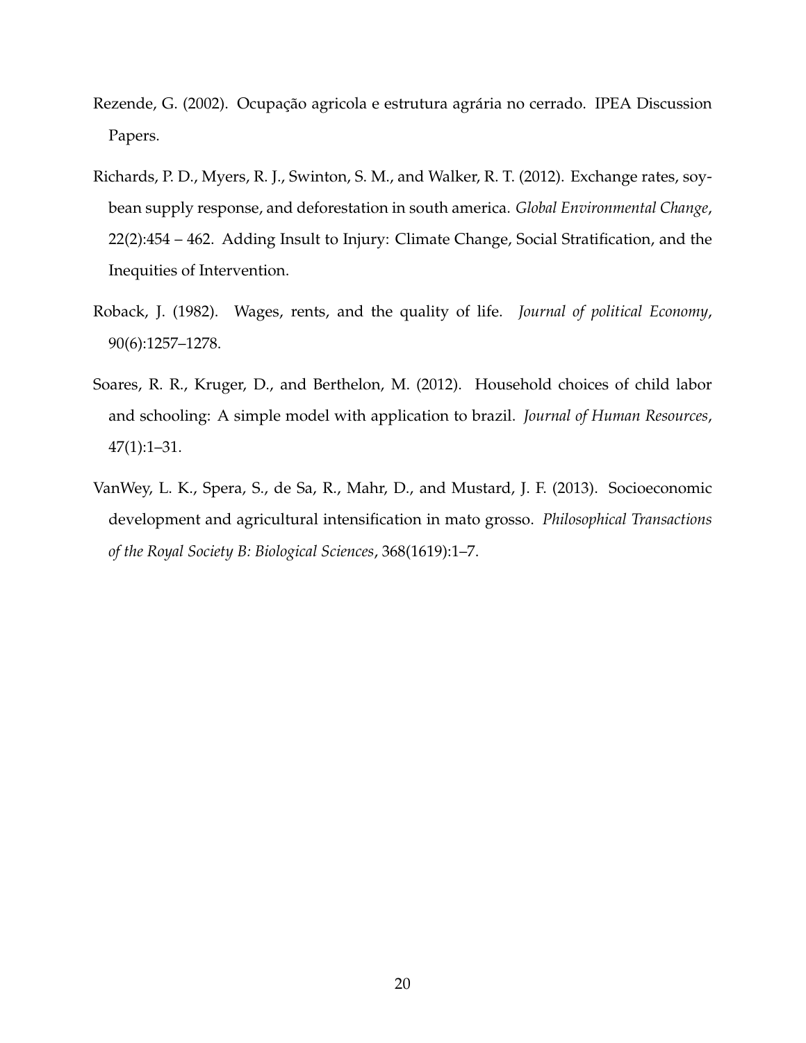Rezende, G. (2002). Ocupação agricola e estrutura agrária no cerrado. IPEA Discussion Papers.

Richards, P. D., Myers, R. J., Swinton, S. M., and Walker, R. T. (2012). Exchange rates, soybean supply response, and deforestation in south america. *Global Environmental Change*, 22(2):454 – 462. Adding Insult to Injury: Climate Change, Social Stratification, and the Inequities of Intervention.

Roback, J. (1982). Wages, rents, and the quality of life. *Journal of political Economy*, 90(6):1257–1278.

Soares, R. R., Kruger, D., and Berthelon, M. (2012). Household choices of child labor and schooling: A simple model with application to brazil. *Journal of Human Resources*, 47(1):1–31.

VanWey, L. K., Spera, S., de Sa, R., Mahr, D., and Mustard, J. F. (2013). Socioeconomic development and agricultural intensification in mato grosso. *Philosophical Transactions of the Royal Society B: Biological Sciences*, 368(1619):1–7.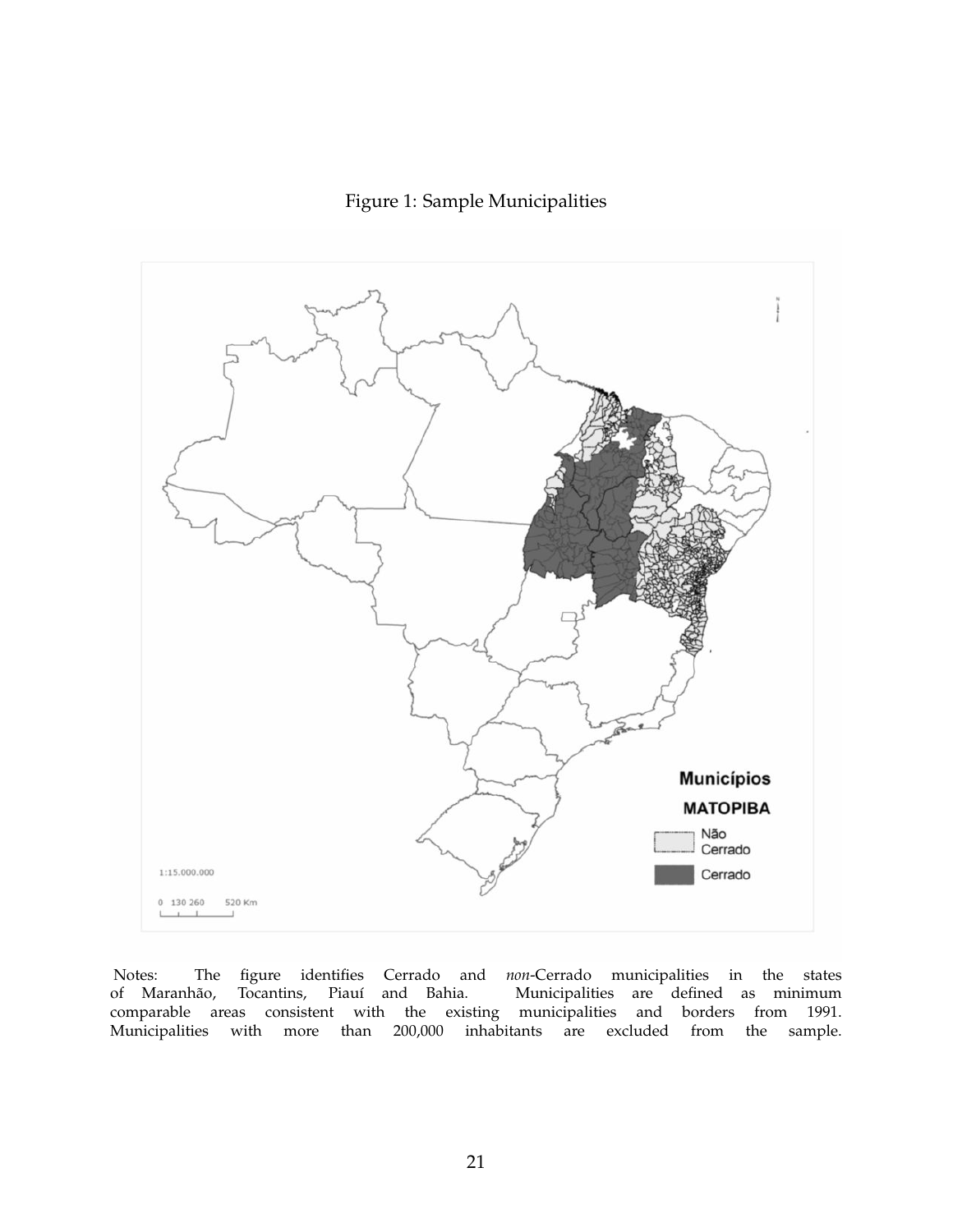Figure 1: Sample Municipalities

Notes: The figure identifies Cerrado and *non*-Cerrado municipalities in the states of Maranhão, Tocantins, Piauí and Bahia. Municipalities are defined as minimum comparable areas consistent with the existing municipalities and borders from 1991. Municipalities with more than 200,000 inhabitants are excluded from the sample.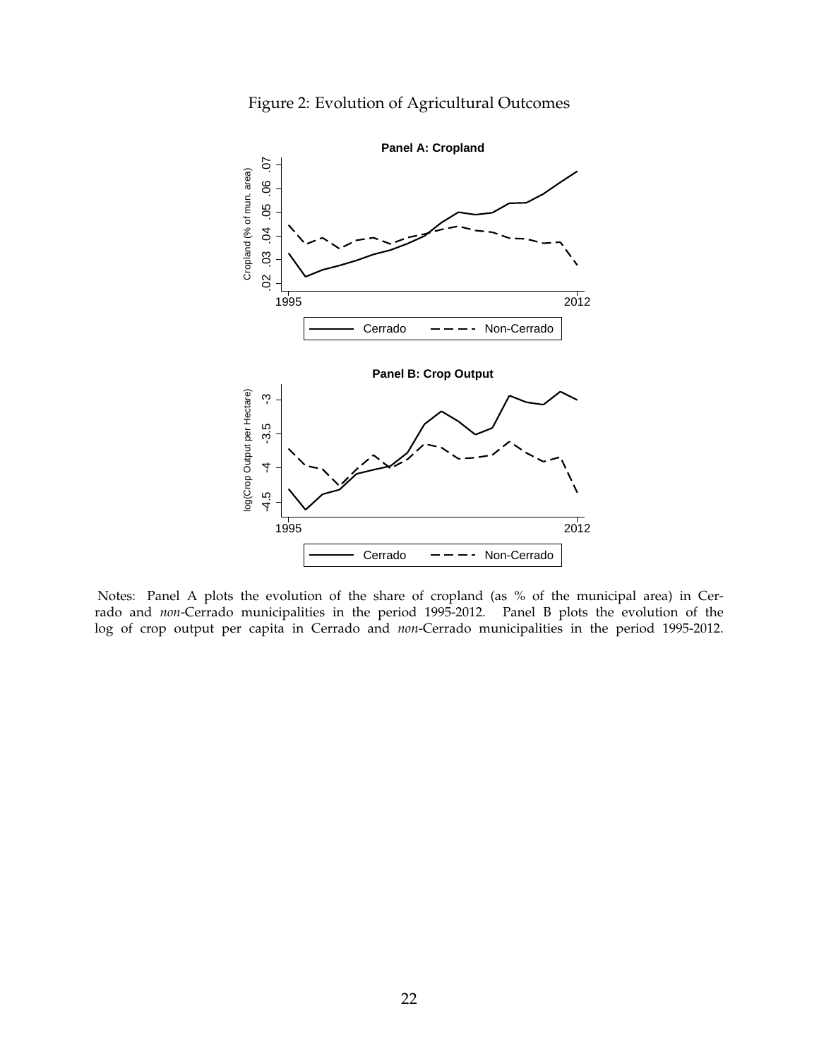Figure 2: Evolution of Agricultural Outcomes

Notes: Panel A plots the evolution of the share of cropland (as % of the municipal area) in Cerrado and *non*-Cerrado municipalities in the period 1995-2012. Panel B plots the evolution of the log of crop output per capita in Cerrado and *non*-Cerrado municipalities in the period 1995-2012.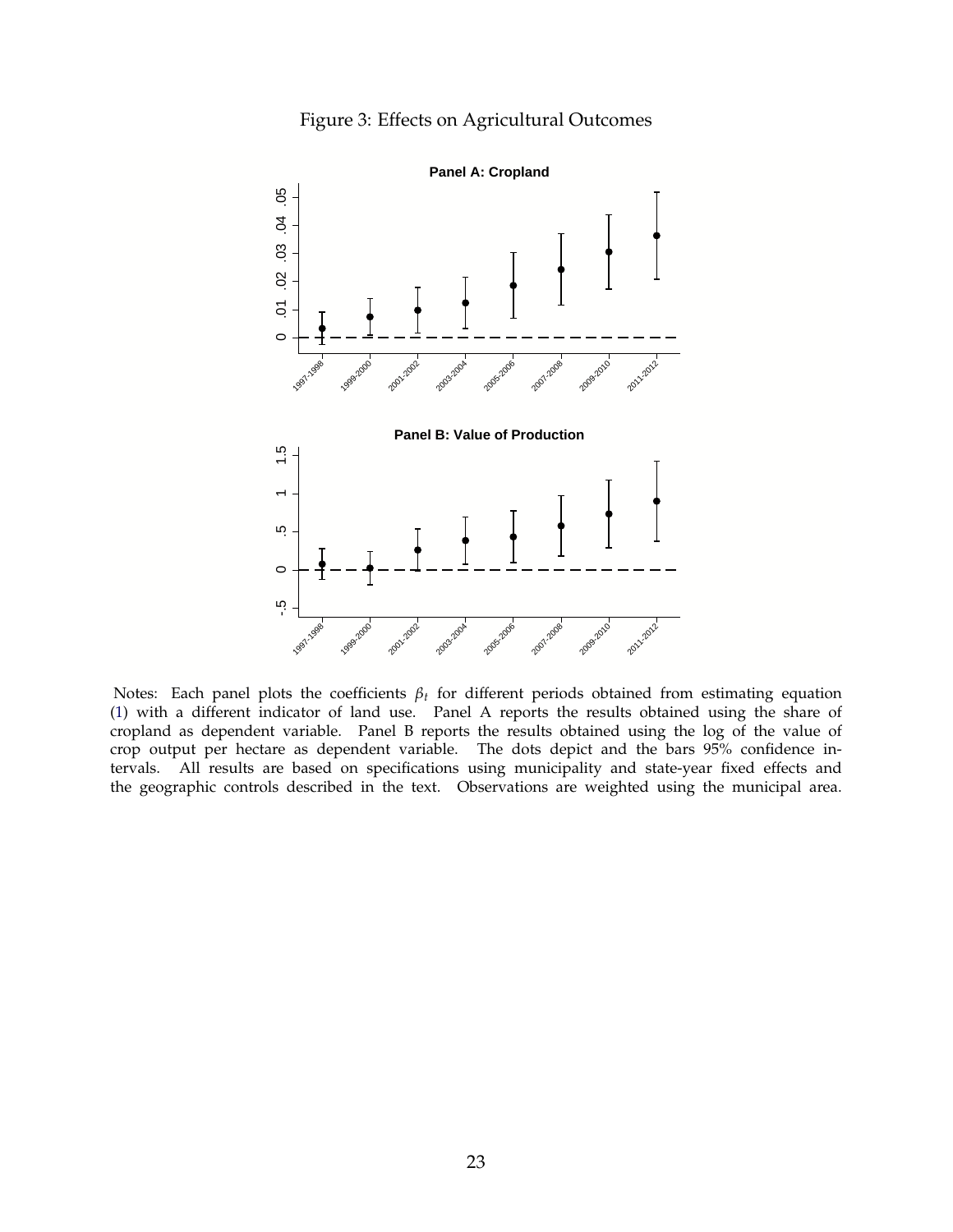Figure 3: Effects on Agricultural Outcomes

**Panel A: Cropland**

**Panel B: Value of Production**

Notes: Each panel plots the coefficients $\beta_t$ for different periods obtained from estimating equation (1) with a different indicator of land use. Panel A reports the results obtained using the share of cropland as dependent variable. Panel B reports the results obtained using the log of the value of crop output per hectare as dependent variable. The dots depict and the bars 95% confidence intervals. All results are based on specifications using municipality and state-year fixed effects and the geographic controls described in the text. Observations are weighted using the municipal area.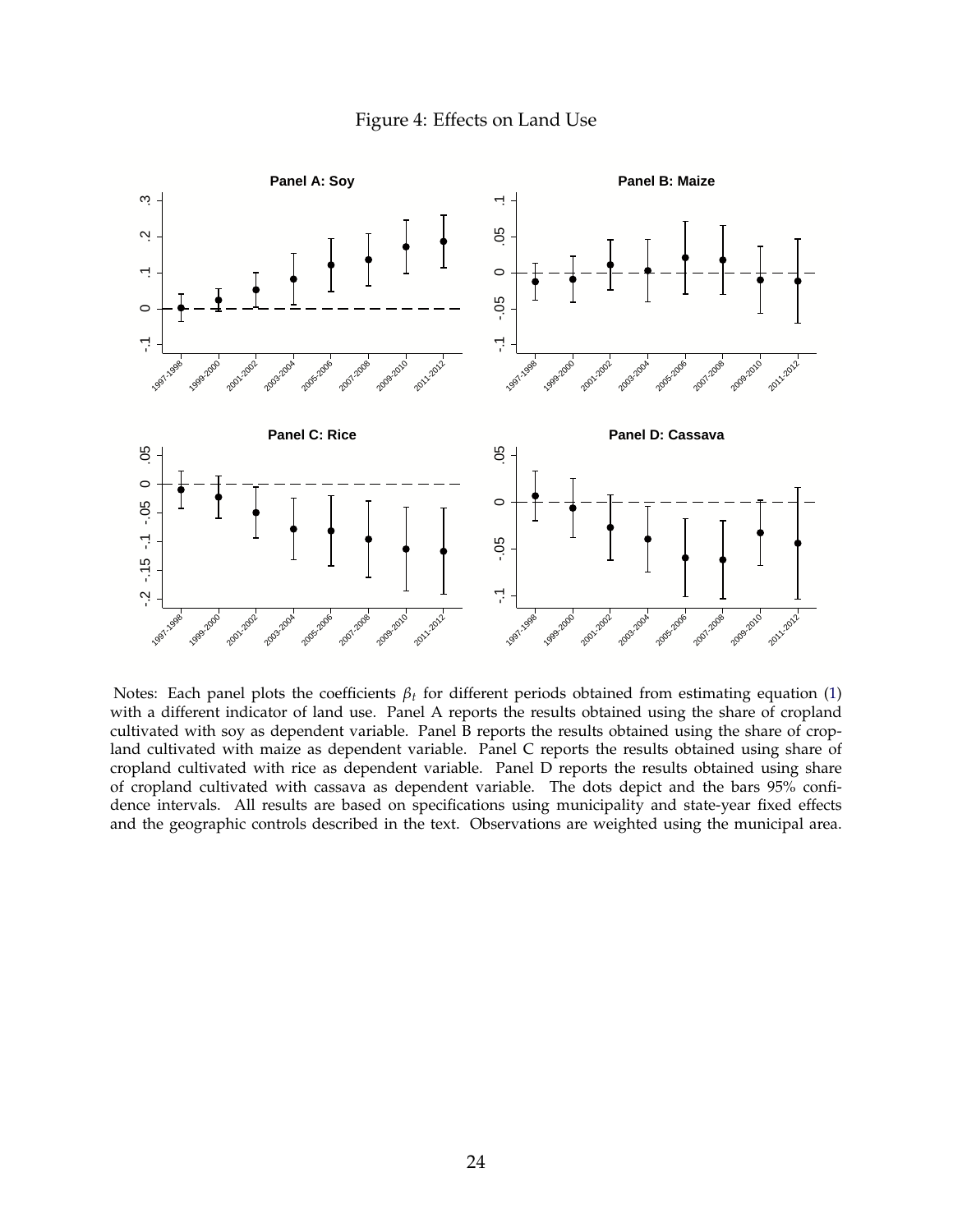Figure 4: Effects on Land Use

Notes: Each panel plots the coefficients $\beta_t$ for different periods obtained from estimating equation (1) with a different indicator of land use. Panel A reports the results obtained using the share of cropland cultivated with soy as dependent variable. Panel B reports the results obtained using the share of cropland cultivated with maize as dependent variable. Panel C reports the results obtained using share of cropland cultivated with rice as dependent variable. Panel D reports the results obtained using share of cropland cultivated with cassava as dependent variable. The dots depict and the bars 95% confidence intervals. All results are based on specifications using municipality and state-year fixed effects and the geographic controls described in the text. Observations are weighted using the municipal area.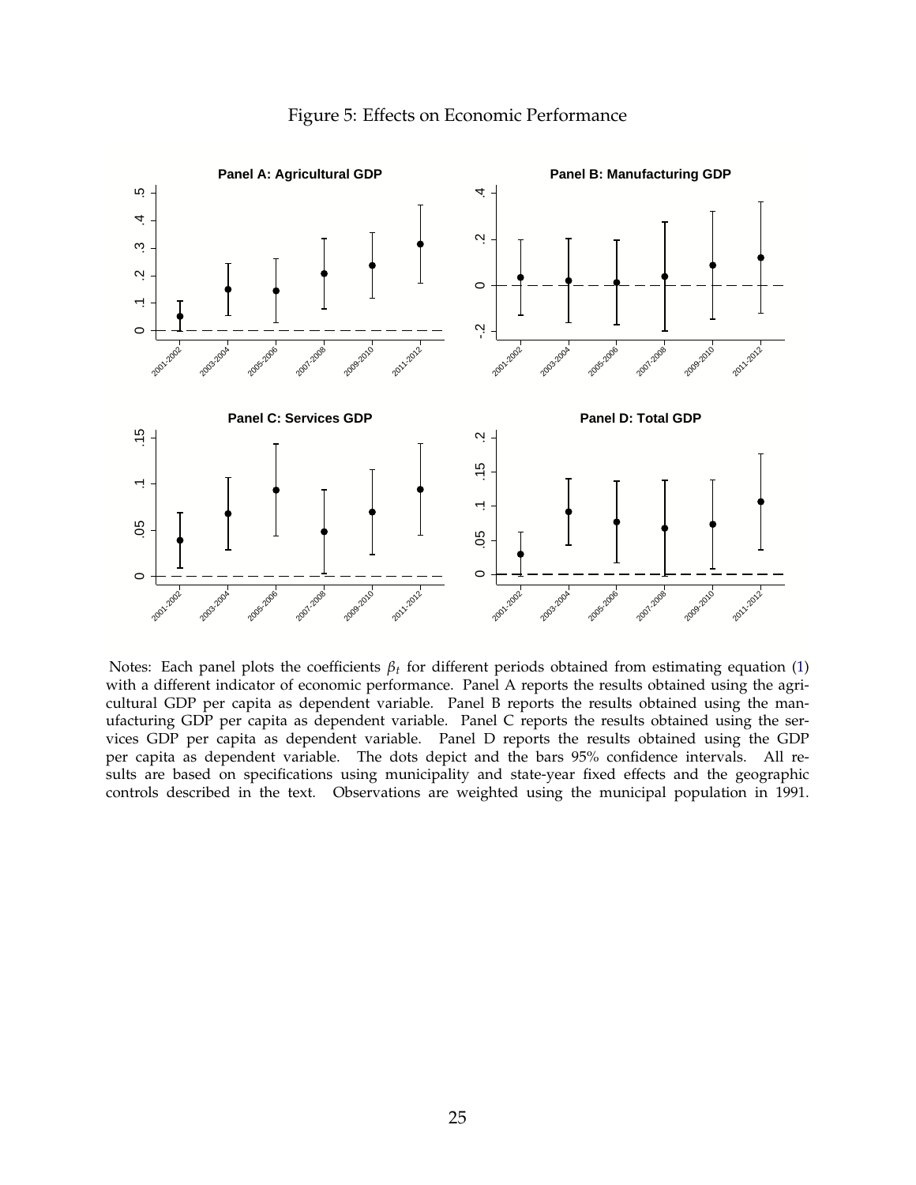Figure 5: Effects on Economic Performance

Notes: Each panel plots the coefficients $\beta_t$ for different periods obtained from estimating equation (1) with a different indicator of economic performance. Panel A reports the results obtained using the agricultural GDP per capita as dependent variable. Panel B reports the results obtained using the manufacturing GDP per capita as dependent variable. Panel C reports the results obtained using the services GDP per capita as dependent variable. Panel D reports the results obtained using the GDP per capita as dependent variable. The dots depict and the bars 95% confidence intervals. All results are based on specifications using municipality and state-year fixed effects and the geographic controls described in the text. Observations are weighted using the municipal population in 1991.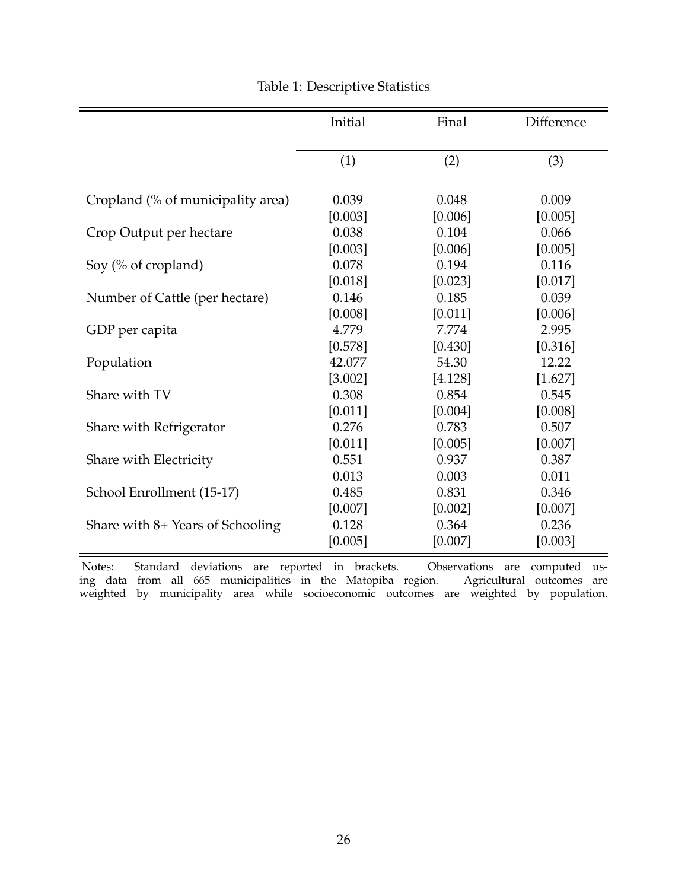Table 1: Descriptive Statistics

| | Initial | Final | Difference |
|---|---|---|---|
| | (1) | (2) | (3) |
| Cropland (% of municipality area) | 0.039 | 0.048 | 0.009 |
| | [0.003] | [0.006] | [0.005] |
| Crop Output per hectare | 0.038 | 0.104 | 0.066 |
| | [0.003] | [0.006] | [0.005] |
| Soy (% of cropland) | 0.078 | 0.194 | 0.116 |
| | [0.018] | [0.023] | [0.017] |
| Number of Cattle (per hectare) | 0.146 | 0.185 | 0.039 |
| | [0.008] | [0.011] | [0.006] |
| GDP per capita | 4.779 | 7.774 | 2.995 |
| | [0.578] | [0.430] | [0.316] |
| Population | 42.077 | 54.30 | 12.22 |
| | [3.002] | [4.128] | [1.627] |
| Share with TV | 0.308 | 0.854 | 0.545 |
| | [0.011] | [0.004] | [0.008] |
| Share with Refrigerator | 0.276 | 0.783 | 0.507 |
| | [0.011] | [0.005] | [0.007] |
| Share with Electricity | 0.551 | 0.937 | 0.387 |
| | 0.013 | 0.003 | 0.011 |
| School Enrollment (15-17) | 0.485 | 0.831 | 0.346 |
| | [0.007] | [0.002] | [0.007] |
| Share with 8+ Years of Schooling | 0.128 | 0.364 | 0.236 |
| | [0.005] | [0.007] | [0.003] |

Notes: Standard deviations are reported in brackets. Observations are computed using data from all 665 municipalities in the Matopiba region. Agricultural outcomes are weighted by municipality area while socioeconomic outcomes are weighted by population.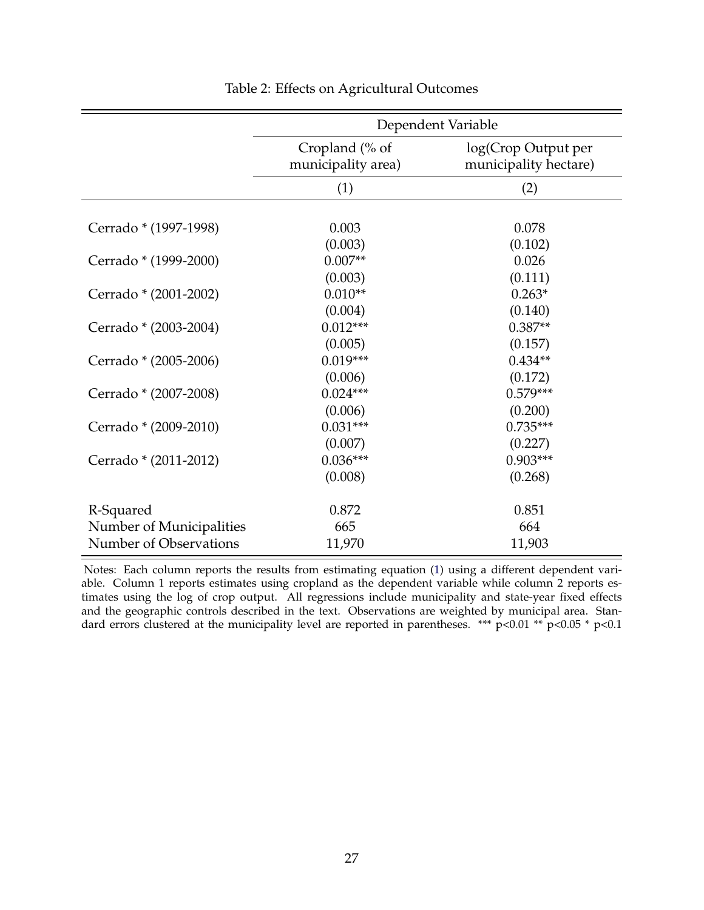Table 2: Effects on Agricultural Outcomes

| | Dependent Variable | |
|---|---|---|
| | Cropland (% of municipality area) | log(Crop Output per municipality hectare) |
| | (1) | (2) |
| Cerrado * (1997-1998) | 0.003 | 0.078 |
| | (0.003) | (0.102) |
| Cerrado * (1999-2000) | 0.007** | 0.026 |
| | (0.003) | (0.111) |
| Cerrado * (2001-2002) | 0.010** | 0.263* |
| | (0.004) | (0.140) |
| Cerrado * (2003-2004) | 0.012*** | 0.387** |
| | (0.005) | (0.157) |
| Cerrado * (2005-2006) | 0.019*** | 0.434** |
| | (0.006) | (0.172) |
| Cerrado * (2007-2008) | 0.024*** | 0.579*** |
| | (0.006) | (0.200) |
| Cerrado * (2009-2010) | 0.031*** | 0.735*** |
| | (0.007) | (0.227) |
| Cerrado * (2011-2012) | 0.036*** | 0.903*** |
| | (0.008) | (0.268) |
| R-Squared | 0.872 | 0.851 |
| Number of Municipalities | 665 | 664 |
| Number of Observations | 11,970 | 11,903 |

Notes: Each column reports the results from estimating equation (1) using a different dependent variable. Column 1 reports estimates using cropland as the dependent variable while column 2 reports estimates using the log of crop output. All regressions include municipality and state-year fixed effects and the geographic controls described in the text. Observations are weighted by municipal area. Standard errors clustered at the municipality level are reported in parentheses. *** $p<0.01$ ** $p<0.05$ * $p<0.1$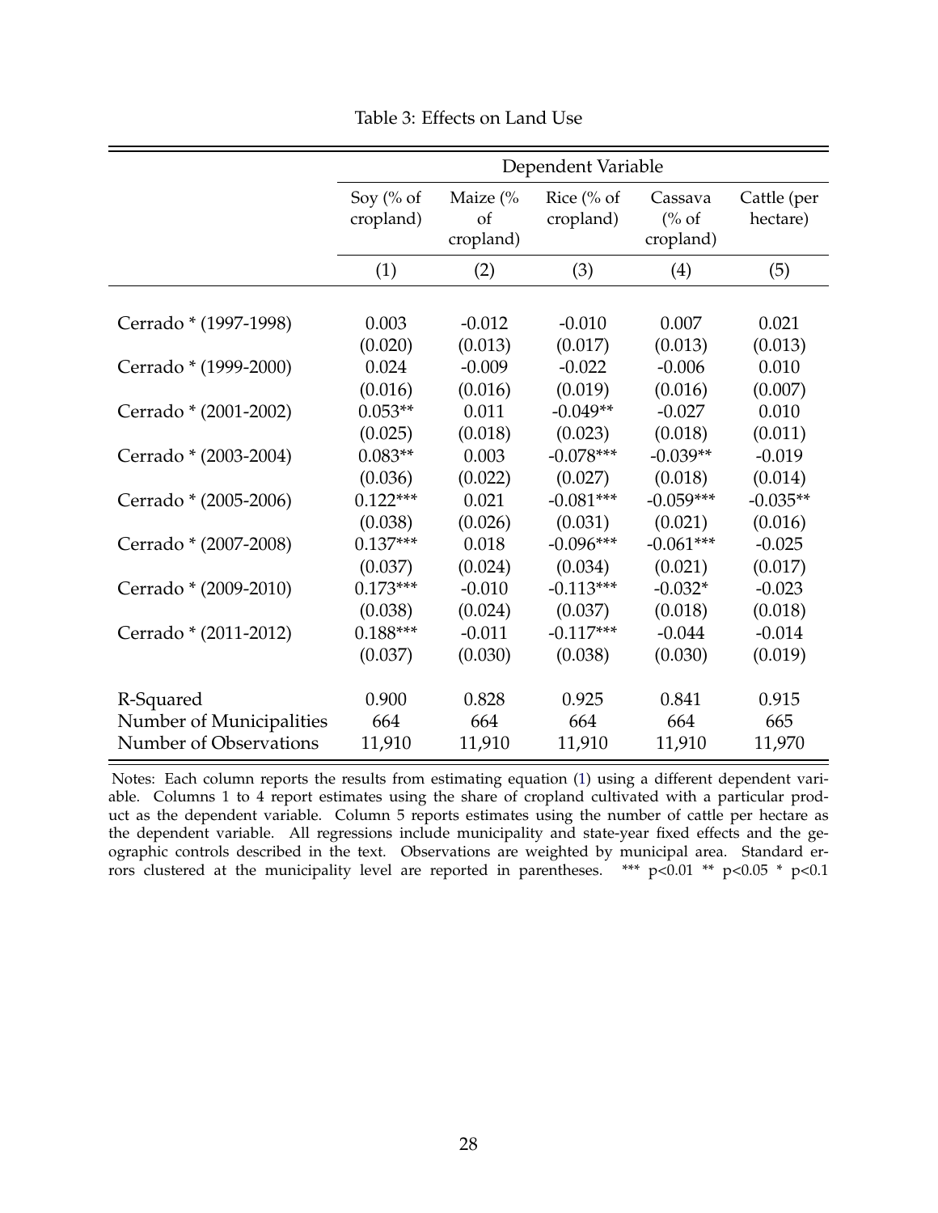Table 3: Effects on Land Use

| | Dependent Variable | | | | |
|---|---|---|---|---|---|
| | Soy (% of cropland) | Maize (% of cropland) | Rice (% of cropland) | Cassava (% of cropland) | Cattle (per hectare) |
| | (1) | (2) | (3) | (4) | (5) |
| Cerrado * (1997-1998) | 0.003 | -0.012 | -0.010 | 0.007 | 0.021 |
| | (0.020) | (0.013) | (0.017) | (0.013) | (0.013) |
| Cerrado * (1999-2000) | 0.024 | -0.009 | -0.022 | -0.006 | 0.010 |
| | (0.016) | (0.016) | (0.019) | (0.016) | (0.007) |
| Cerrado * (2001-2002) | 0.053** | 0.011 | -0.049** | -0.027 | 0.010 |
| | (0.025) | (0.018) | (0.023) | (0.018) | (0.011) |
| Cerrado * (2003-2004) | 0.083** | 0.003 | -0.078*** | -0.039** | -0.019 |
| | (0.036) | (0.022) | (0.027) | (0.018) | (0.014) |
| Cerrado * (2005-2006) | 0.122*** | 0.021 | -0.081*** | -0.059*** | -0.035** |
| | (0.038) | (0.026) | (0.031) | (0.021) | (0.016) |
| Cerrado * (2007-2008) | 0.137*** | 0.018 | -0.096*** | -0.061*** | -0.025 |
| | (0.037) | (0.024) | (0.034) | (0.021) | (0.017) |
| Cerrado * (2009-2010) | 0.173*** | -0.010 | -0.113*** | -0.032* | -0.023 |
| | (0.038) | (0.024) | (0.037) | (0.018) | (0.018) |
| Cerrado * (2011-2012) | 0.188*** | -0.011 | -0.117*** | -0.044 | -0.014 |
| | (0.037) | (0.030) | (0.038) | (0.030) | (0.019) |
| R-Squared | 0.900 | 0.828 | 0.925 | 0.841 | 0.915 |
| Number of Municipalities | 664 | 664 | 664 | 664 | 665 |
| Number of Observations | 11,910 | 11,910 | 11,910 | 11,910 | 11,970 |

Notes: Each column reports the results from estimating equation (1) using a different dependent variable. Columns 1 to 4 report estimates using the share of cropland cultivated with a particular product as the dependent variable. Column 5 reports estimates using the number of cattle per hectare as the dependent variable. All regressions include municipality and state-year fixed effects and the geographic controls described in the text. Observations are weighted by municipal area. Standard errors clustered at the municipality level are reported in parentheses. *** p<0.01 ** p<0.05 * p<0.1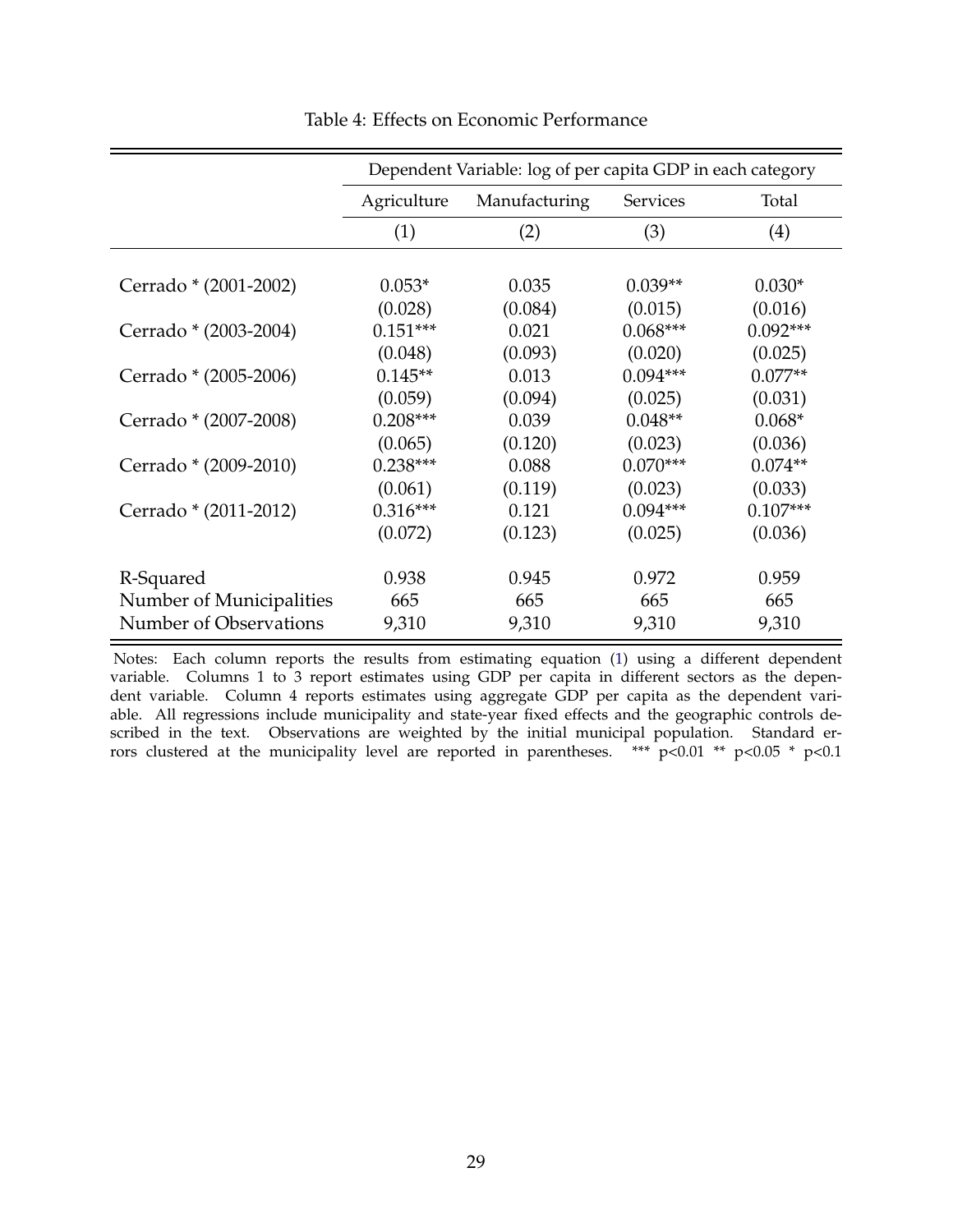Table 4: Effects on Economic Performance

| | Dependent Variable: log of per capita GDP in each category | | | |
|---|---|---|---|---|
| | Agriculture | Manufacturing | Services | Total |
| | (1) | (2) | (3) | (4) |
| Cerrado * (2001-2002) | 0.053* | 0.035 | 0.039** | 0.030* |
| | (0.028) | (0.084) | (0.015) | (0.016) |
| Cerrado * (2003-2004) | 0.151*** | 0.021 | 0.068*** | 0.092*** |
| | (0.048) | (0.093) | (0.020) | (0.025) |
| Cerrado * (2005-2006) | 0.145** | 0.013 | 0.094*** | 0.077** |
| | (0.059) | (0.094) | (0.025) | (0.031) |
| Cerrado * (2007-2008) | 0.208*** | 0.039 | 0.048** | 0.068* |
| | (0.065) | (0.120) | (0.023) | (0.036) |
| Cerrado * (2009-2010) | 0.238*** | 0.088 | 0.070*** | 0.074** |
| | (0.061) | (0.119) | (0.023) | (0.033) |
| Cerrado * (2011-2012) | 0.316*** | 0.121 | 0.094*** | 0.107*** |
| | (0.072) | (0.123) | (0.025) | (0.036) |
| R-Squared | 0.938 | 0.945 | 0.972 | 0.959 |
| Number of Municipalities | 665 | 665 | 665 | 665 |
| Number of Observations | 9,310 | 9,310 | 9,310 | 9,310 |

Notes: Each column reports the results from estimating equation (1) using a different dependent variable. Columns 1 to 3 report estimates using GDP per capita in different sectors as the dependent variable. Column 4 reports estimates using aggregate GDP per capita as the dependent variable. All regressions include municipality and state-year fixed effects and the geographic controls described in the text. Observations are weighted by the initial municipal population. Standard errors clustered at the municipality level are reported in parentheses. *** $p<0.01$ ** $p<0.05$ * $p<0.1$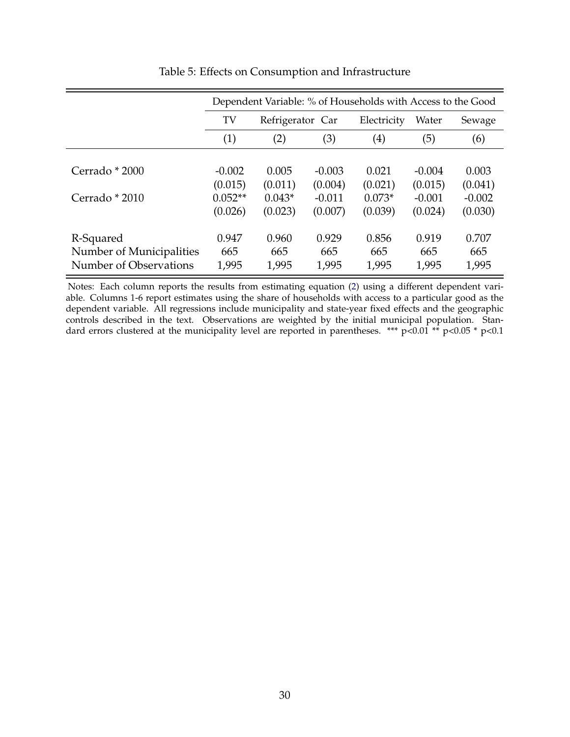Table 5: Effects on Consumption and Infrastructure

| | Dependent Variable: % of Households with Access to the Good | | | | | |
|---|---|---|---|---|---|---|
| | TV | Refrigerator | Car | Electricity | Water | Sewage |
| | (1) | (2) | (3) | (4) | (5) | (6) |
| Cerrado * 2000 | -0.002 | 0.005 | -0.003 | 0.021 | -0.004 | 0.003 |
| | (0.015) | (0.011) | (0.004) | (0.021) | (0.015) | (0.041) |
| Cerrado * 2010 | 0.052** | 0.043* | -0.011 | 0.073* | -0.001 | -0.002 |
| | (0.026) | (0.023) | (0.007) | (0.039) | (0.024) | (0.030) |
| R-Squared | 0.947 | 0.960 | 0.929 | 0.856 | 0.919 | 0.707 |
| Number of Municipalities | 665 | 665 | 665 | 665 | 665 | 665 |
| Number of Observations | 1,995 | 1,995 | 1,995 | 1,995 | 1,995 | 1,995 |

Notes: Each column reports the results from estimating equation (2) using a different dependent variable. Columns 1-6 report estimates using the share of households with access to a particular good as the dependent variable. All regressions include municipality and state-year fixed effects and the geographic controls described in the text. Observations are weighted by the initial municipal population. Standard errors clustered at the municipality level are reported in parentheses. *** $p<0.01$ ** $p<0.05$ * $p<0.1$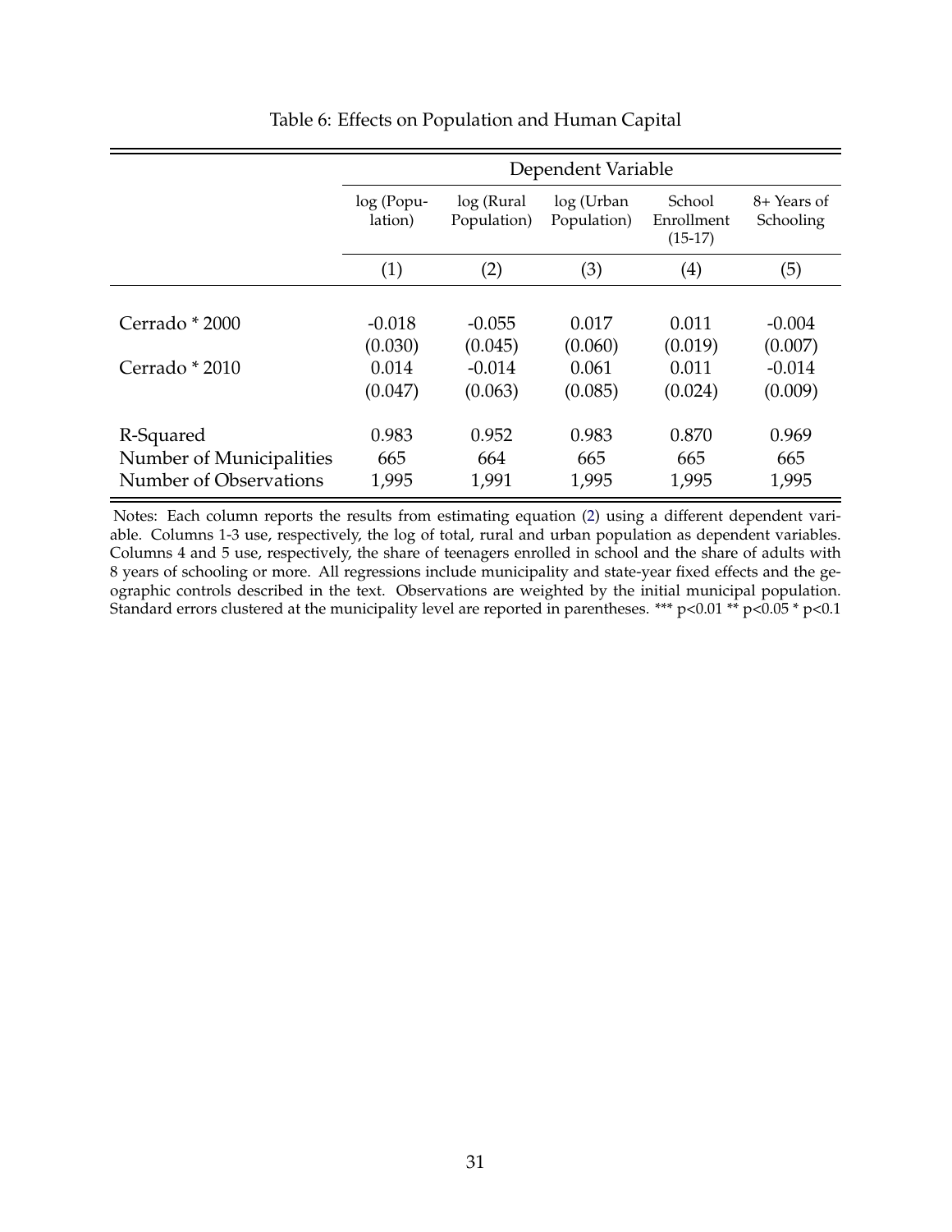Table 6: Effects on Population and Human Capital

| | Dependent Variable | | | | |
|---|---|---|---|---|---|
| | log (Population) | log (Rural Population) | log (Urban Population) | School Enrollment (15-17) | 8+ Years of Schooling |
| | (1) | (2) | (3) | (4) | (5) |
| Cerrado * 2000 | -0.018 | -0.055 | 0.017 | 0.011 | -0.004 |
| | (0.030) | (0.045) | (0.060) | (0.019) | (0.007) |
| Cerrado * 2010 | 0.014 | -0.014 | 0.061 | 0.011 | -0.014 |
| | (0.047) | (0.063) | (0.085) | (0.024) | (0.009) |
| R-Squared | 0.983 | 0.952 | 0.983 | 0.870 | 0.969 |
| Number of Municipalities | 665 | 664 | 665 | 665 | 665 |
| Number of Observations | 1,995 | 1,991 | 1,995 | 1,995 | 1,995 |

Notes: Each column reports the results from estimating equation (2) using a different dependent variable. Columns 1-3 use, respectively, the log of total, rural and urban population as dependent variables. Columns 4 and 5 use, respectively, the share of teenagers enrolled in school and the share of adults with 8 years of schooling or more. All regressions include municipality and state-year fixed effects and the geographic controls described in the text. Observations are weighted by the initial municipal population. Standard errors clustered at the municipality level are reported in parentheses. *** $p<0.01$ ** $p<0.05$ * $p<0.1$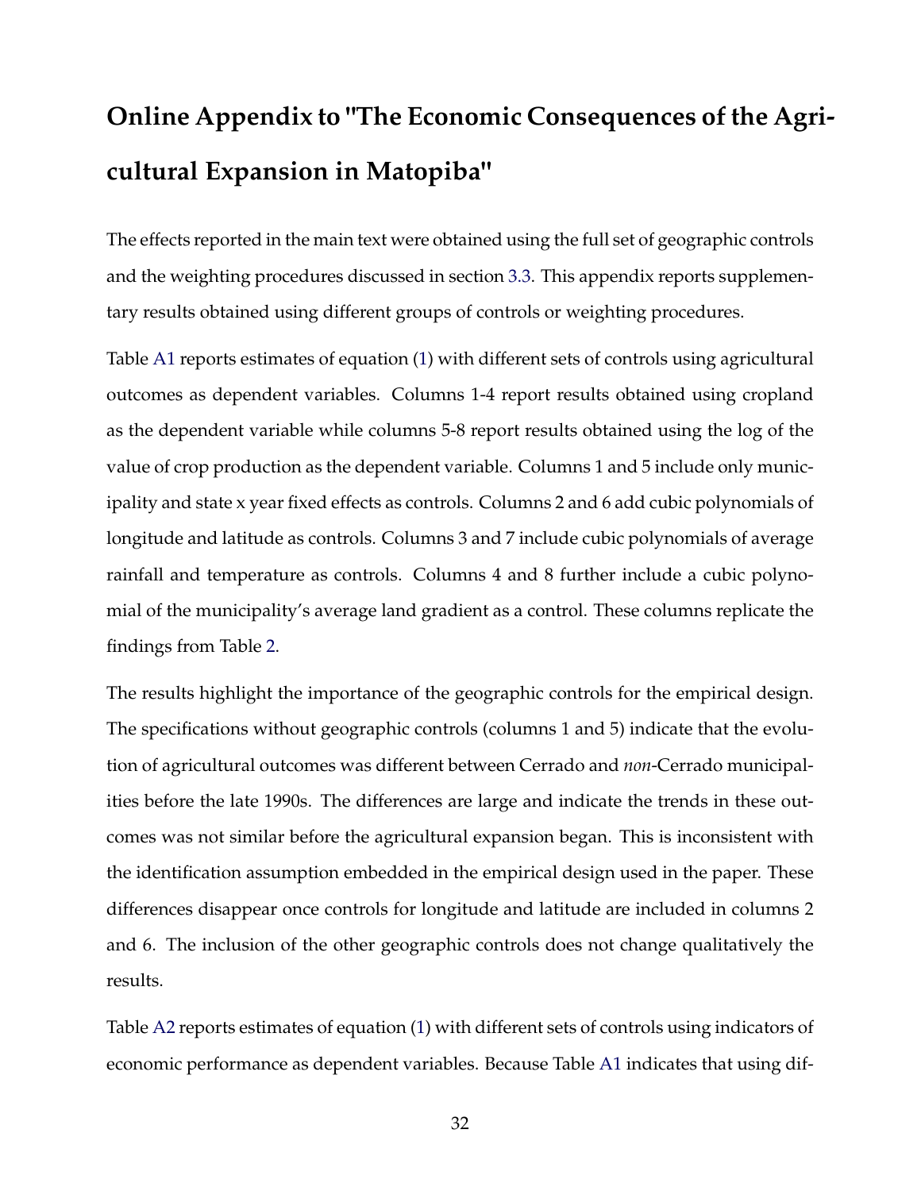# Online Appendix to "The Economic Consequences of the Agricultural Expansion in Matopiba"

The effects reported in the main text were obtained using the full set of geographic controls and the weighting procedures discussed in section 3.3. This appendix reports supplementary results obtained using different groups of controls or weighting procedures.

Table A1 reports estimates of equation (1) with different sets of controls using agricultural outcomes as dependent variables. Columns 1-4 report results obtained using cropland as the dependent variable while columns 5-8 report results obtained using the log of the value of crop production as the dependent variable. Columns 1 and 5 include only municipality and state x year fixed effects as controls. Columns 2 and 6 add cubic polynomials of longitude and latitude as controls. Columns 3 and 7 include cubic polynomials of average rainfall and temperature as controls. Columns 4 and 8 further include a cubic polynomial of the municipality's average land gradient as a control. These columns replicate the findings from Table 2.

The results highlight the importance of the geographic controls for the empirical design. The specifications without geographic controls (columns 1 and 5) indicate that the evolution of agricultural outcomes was different between Cerrado and *non*-Cerrado municipalities before the late 1990s. The differences are large and indicate the trends in these outcomes was not similar before the agricultural expansion began. This is inconsistent with the identification assumption embedded in the empirical design used in the paper. These differences disappear once controls for longitude and latitude are included in columns 2 and 6. The inclusion of the other geographic controls does not change qualitatively the results.

Table A2 reports estimates of equation (1) with different sets of controls using indicators of economic performance as dependent variables. Because Table A1 indicates that using dif-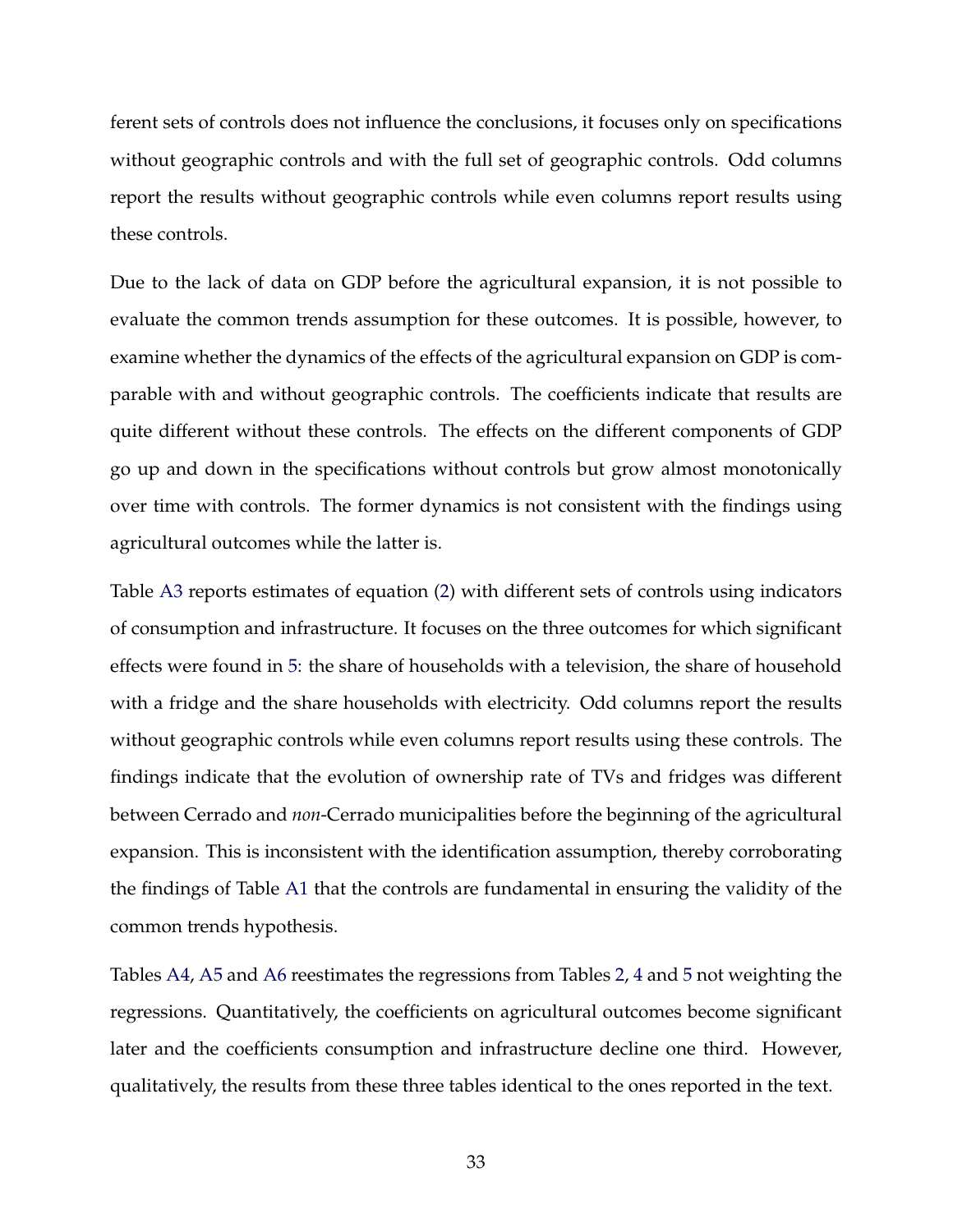ferent sets of controls does not influence the conclusions, it focuses only on specifications without geographic controls and with the full set of geographic controls. Odd columns report the results without geographic controls while even columns report results using these controls.

Due to the lack of data on GDP before the agricultural expansion, it is not possible to evaluate the common trends assumption for these outcomes. It is possible, however, to examine whether the dynamics of the effects of the agricultural expansion on GDP is comparable with and without geographic controls. The coefficients indicate that results are quite different without these controls. The effects on the different components of GDP go up and down in the specifications without controls but grow almost monotonically over time with controls. The former dynamics is not consistent with the findings using agricultural outcomes while the latter is.

Table A3 reports estimates of equation (2) with different sets of controls using indicators of consumption and infrastructure. It focuses on the three outcomes for which significant effects were found in 5: the share of households with a television, the share of household with a fridge and the share households with electricity. Odd columns report the results without geographic controls while even columns report results using these controls. The findings indicate that the evolution of ownership rate of TVs and fridges was different between Cerrado and *non*-Cerrado municipalities before the beginning of the agricultural expansion. This is inconsistent with the identification assumption, thereby corroborating the findings of Table A1 that the controls are fundamental in ensuring the validity of the common trends hypothesis.

Tables A4, A5 and A6 reestimates the regressions from Tables 2, 4 and 5 not weighting the regressions. Quantitatively, the coefficients on agricultural outcomes become significant later and the coefficients consumption and infrastructure decline one third. However, qualitatively, the results from these three tables identical to the ones reported in the text.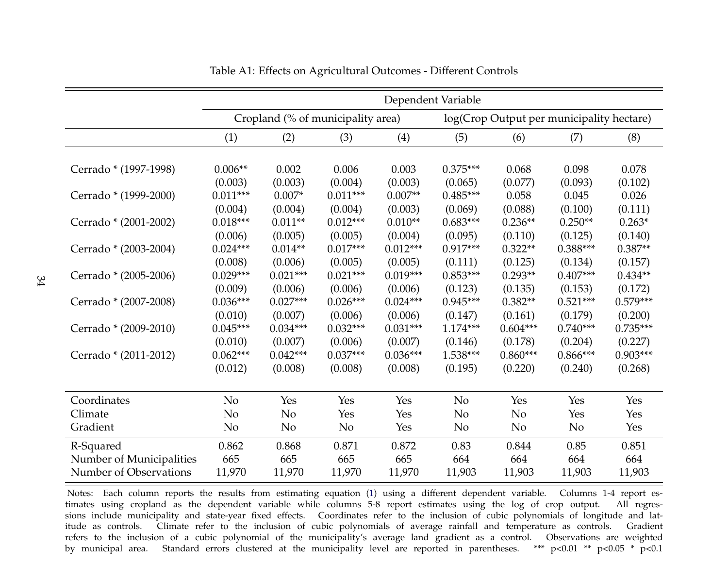Table A1: Effects on Agricultural Outcomes - Different Controls

| | Dependent Variable | | | | | | | |
|---|---|---|---|---|---|---|---|---|
| | Cropland (% of municipality area) | | | | log(Crop Output per municipality hectare) | | | |
| | (1) | (2) | (3) | (4) | (5) | (6) | (7) | (8) |
| Cerrado * (1997-1998) | 0.006** | 0.002 | 0.006 | 0.003 | 0.375*** | 0.068 | 0.098 | 0.078 |
| | (0.003) | (0.003) | (0.004) | (0.003) | (0.065) | (0.077) | (0.093) | (0.102) |
| Cerrado * (1999-2000) | 0.011*** | 0.007* | 0.011*** | 0.007** | 0.485*** | 0.058 | 0.045 | 0.026 |
| | (0.004) | (0.004) | (0.004) | (0.003) | (0.069) | (0.088) | (0.100) | (0.111) |
| Cerrado * (2001-2002) | 0.018*** | 0.011** | 0.012*** | 0.010** | 0.683*** | 0.236** | 0.250** | 0.263* |
| | (0.006) | (0.005) | (0.005) | (0.004) | (0.095) | (0.110) | (0.125) | (0.140) |
| Cerrado * (2003-2004) | 0.024*** | 0.014** | 0.017*** | 0.012*** | 0.917*** | 0.322** | 0.388*** | 0.387** |
| | (0.008) | (0.006) | (0.005) | (0.005) | (0.111) | (0.125) | (0.134) | (0.157) |
| Cerrado * (2005-2006) | 0.029*** | 0.021*** | 0.021*** | 0.019*** | 0.853*** | 0.293** | 0.407*** | 0.434** |
| | (0.009) | (0.006) | (0.006) | (0.006) | (0.123) | (0.135) | (0.153) | (0.172) |
| Cerrado * (2007-2008) | 0.036*** | 0.027*** | 0.026*** | 0.024*** | 0.945*** | 0.382** | 0.521*** | 0.579*** |
| | (0.010) | (0.007) | (0.006) | (0.006) | (0.147) | (0.161) | (0.179) | (0.200) |
| Cerrado * (2009-2010) | 0.045*** | 0.034*** | 0.032*** | 0.031*** | 1.174*** | 0.604*** | 0.740*** | 0.735*** |
| | (0.010) | (0.007) | (0.006) | (0.007) | (0.146) | (0.178) | (0.204) | (0.227) |
| Cerrado * (2011-2012) | 0.062*** | 0.042*** | 0.037*** | 0.036*** | 1.538*** | 0.860*** | 0.866*** | 0.903*** |
| | (0.012) | (0.008) | (0.008) | (0.008) | (0.195) | (0.220) | (0.240) | (0.268) |
| Coordinates | No | Yes | Yes | Yes | No | Yes | Yes | Yes |
| Climate | No | No | Yes | Yes | No | No | Yes | Yes |
| Gradient | No | No | No | Yes | No | No | No | Yes |
| R-Squared | 0.862 | 0.868 | 0.871 | 0.872 | 0.83 | 0.844 | 0.85 | 0.851 |
| Number of Municipalities | 665 | 665 | 665 | 665 | 664 | 664 | 664 | 664 |
| Number of Observations | 11,970 | 11,970 | 11,970 | 11,970 | 11,903 | 11,903 | 11,903 | 11,903 |

Notes: Each column reports the results from estimating equation (1) using a different dependent variable. Columns 1-4 report estimates using cropland as the dependent variable while columns 5-8 report estimates using the log of crop output. All regressions include municipality and state-year fixed effects. Coordinates refer to the inclusion of cubic polynomials of longitude and latitude as controls. Climate refer to the inclusion of cubic polynomials of average rainfall and temperature as controls. Gradient refers to the inclusion of a cubic polynomial of the municipality's average land gradient as a control. Observations are weighted by municipal area. Standard errors clustered at the municipality level are reported in parentheses. *** p<0.01 ** p<0.05 * p<0.1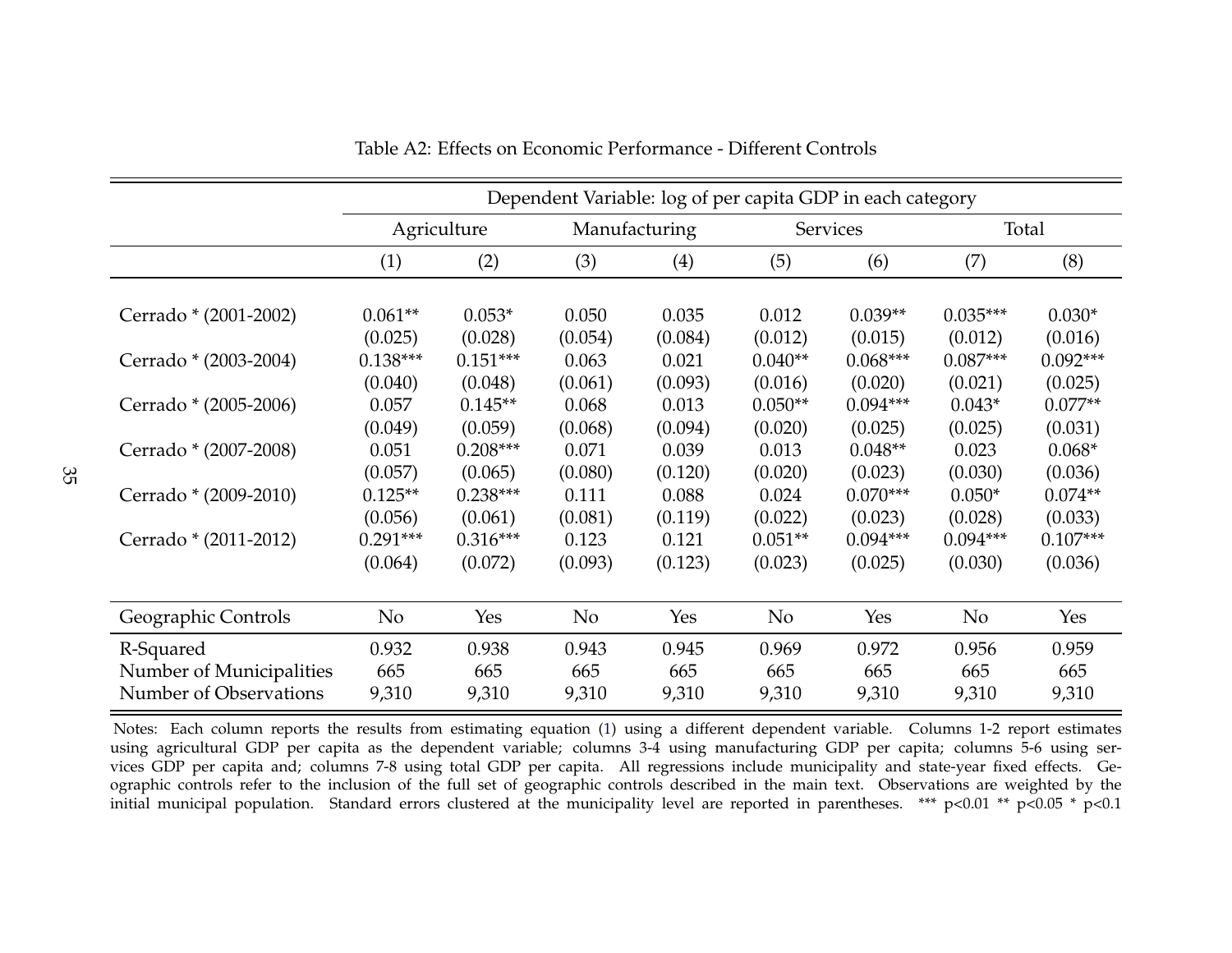Table A2: Effects on Economic Performance - Different Controls

| | Dependent Variable: log of per capita GDP in each category | | | | | | | |
|---|---|---|---|---|---|---|---|---|
| | Agriculture | | Manufacturing | | Services | | Total | |
| | (1) | (2) | (3) | (4) | (5) | (6) | (7) | (8) |
| Cerrado * (2001-2002) | 0.061** | 0.053* | 0.050 | 0.035 | 0.012 | 0.039** | 0.035*** | 0.030* |
| | (0.025) | (0.028) | (0.054) | (0.084) | (0.012) | (0.015) | (0.012) | (0.016) |
| Cerrado * (2003-2004) | 0.138*** | 0.151*** | 0.063 | 0.021 | 0.040** | 0.068*** | 0.087*** | 0.092*** |
| | (0.040) | (0.048) | (0.061) | (0.093) | (0.016) | (0.020) | (0.021) | (0.025) |
| Cerrado * (2005-2006) | 0.057 | 0.145** | 0.068 | 0.013 | 0.050** | 0.094*** | 0.043* | 0.077** |
| | (0.049) | (0.059) | (0.068) | (0.094) | (0.020) | (0.025) | (0.025) | (0.031) |
| Cerrado * (2007-2008) | 0.051 | 0.208*** | 0.071 | 0.039 | 0.013 | 0.048** | 0.023 | 0.068* |
| | (0.057) | (0.065) | (0.080) | (0.120) | (0.020) | (0.023) | (0.030) | (0.036) |
| Cerrado * (2009-2010) | 0.125** | 0.238*** | 0.111 | 0.088 | 0.024 | 0.070*** | 0.050* | 0.074** |
| | (0.056) | (0.061) | (0.081) | (0.119) | (0.022) | (0.023) | (0.028) | (0.033) |
| Cerrado * (2011-2012) | 0.291*** | 0.316*** | 0.123 | 0.121 | 0.051** | 0.094*** | 0.094*** | 0.107*** |
| | (0.064) | (0.072) | (0.093) | (0.123) | (0.023) | (0.025) | (0.030) | (0.036) |
| Geographic Controls | No | Yes | No | Yes | No | Yes | No | Yes |
| R-Squared | 0.932 | 0.938 | 0.943 | 0.945 | 0.969 | 0.972 | 0.956 | 0.959 |
| Number of Municipalities | 665 | 665 | 665 | 665 | 665 | 665 | 665 | 665 |
| Number of Observations | 9,310 | 9,310 | 9,310 | 9,310 | 9,310 | 9,310 | 9,310 | 9,310 |

Notes: Each column reports the results from estimating equation (1) using a different dependent variable. Columns 1-2 report estimates using agricultural GDP per capita as the dependent variable; columns 3-4 using manufacturing GDP per capita; columns 5-6 using services GDP per capita and; columns 7-8 using total GDP per capita. All regressions include municipality and state-year fixed effects. Geographic controls refer to the inclusion of the full set of geographic controls described in the main text. Observations are weighted by the initial municipal population. Standard errors clustered at the municipality level are reported in parentheses. *** p<0.01 ** p<0.05 * p<0.1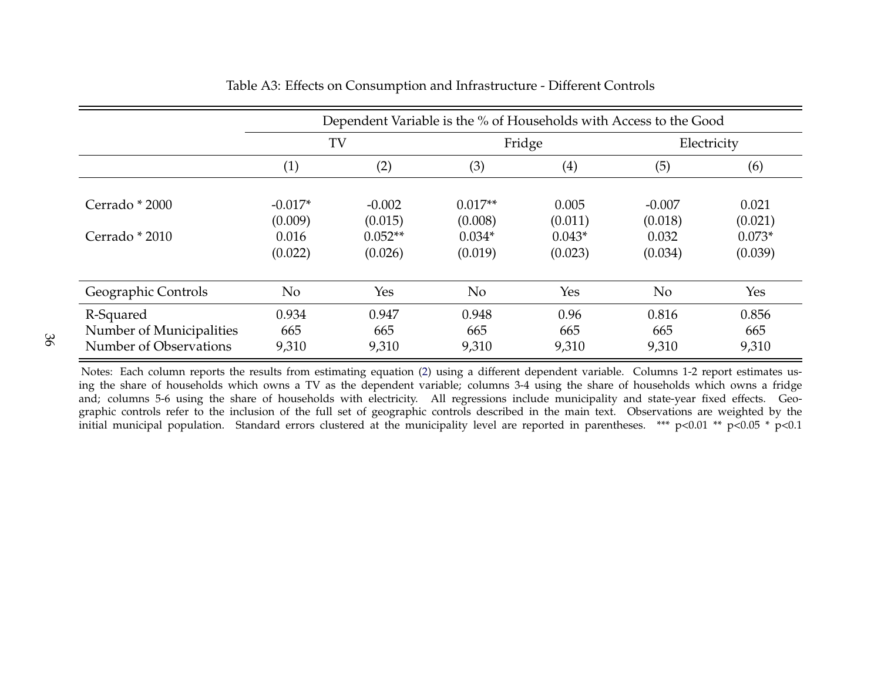Table A3: Effects on Consumption and Infrastructure - Different Controls

| | Dependent Variable is the % of Households with Access to the Good | | | | | |
|---|---|---|---|---|---|---|
| | TV | | Fridge | | Electricity | |
| | (1) | (2) | (3) | (4) | (5) | (6) |
| Cerrado * 2000 | -0.017* | -0.002 | 0.017** | 0.005 | -0.007 | 0.021 |
| | (0.009) | (0.015) | (0.008) | (0.011) | (0.018) | (0.021) |
| Cerrado * 2010 | 0.016 | 0.052** | 0.034* | 0.043* | 0.032 | 0.073* |
| | (0.022) | (0.026) | (0.019) | (0.023) | (0.034) | (0.039) |
| Geographic Controls | No | Yes | No | Yes | No | Yes |
| R-Squared | 0.934 | 0.947 | 0.948 | 0.96 | 0.816 | 0.856 |
| Number of Municipalities | 665 | 665 | 665 | 665 | 665 | 665 |
| Number of Observations | 9,310 | 9,310 | 9,310 | 9,310 | 9,310 | 9,310 |

Notes: Each column reports the results from estimating equation (2) using a different dependent variable. Columns 1-2 report estimates using the share of households which owns a TV as the dependent variable; columns 3-4 using the share of households which owns a fridge and; columns 5-6 using the share of households with electricity. All regressions include municipality and state-year fixed effects. Geographic controls refer to the inclusion of the full set of geographic controls described in the main text. Observations are weighted by the initial municipal population. Standard errors clustered at the municipality level are reported in parentheses. *** p<0.01 ** p<0.05 * p<0.1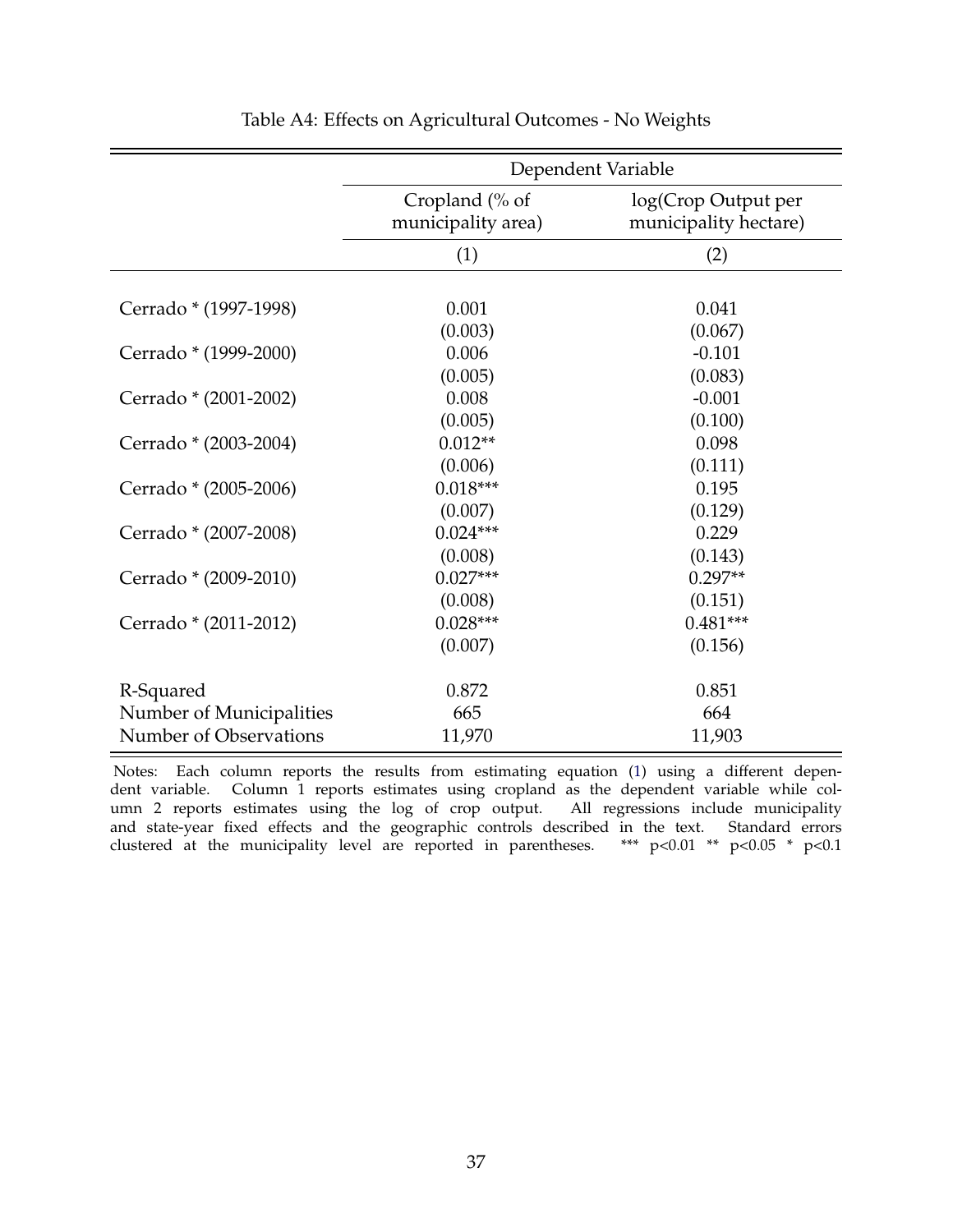Table A4: Effects on Agricultural Outcomes - No Weights

| | Dependent Variable | |
|---|---|---|
| | Cropland (% of municipality area) | log(Crop Output per municipality hectare) |
| | (1) | (2) |
| Cerrado * (1997-1998) | 0.001 | 0.041 |
| | (0.003) | (0.067) |
| Cerrado * (1999-2000) | 0.006 | -0.101 |
| | (0.005) | (0.083) |
| Cerrado * (2001-2002) | 0.008 | -0.001 |
| | (0.005) | (0.100) |
| Cerrado * (2003-2004) | 0.012** | 0.098 |
| | (0.006) | (0.111) |
| Cerrado * (2005-2006) | 0.018*** | 0.195 |
| | (0.007) | (0.129) |
| Cerrado * (2007-2008) | 0.024*** | 0.229 |
| | (0.008) | (0.143) |
| Cerrado * (2009-2010) | 0.027*** | 0.297** |
| | (0.008) | (0.151) |
| Cerrado * (2011-2012) | 0.028*** | 0.481*** |
| | (0.007) | (0.156) |
| R-Squared | 0.872 | 0.851 |
| Number of Municipalities | 665 | 664 |
| Number of Observations | 11,970 | 11,903 |

Notes: Each column reports the results from estimating equation (1) using a different dependent variable. Column 1 reports estimates using cropland as the dependent variable while column 2 reports estimates using the log of crop output. All regressions include municipality and state-year fixed effects and the geographic controls described in the text. Standard errors clustered at the municipality level are reported in parentheses. *** p<0.01 ** p<0.05 * p<0.1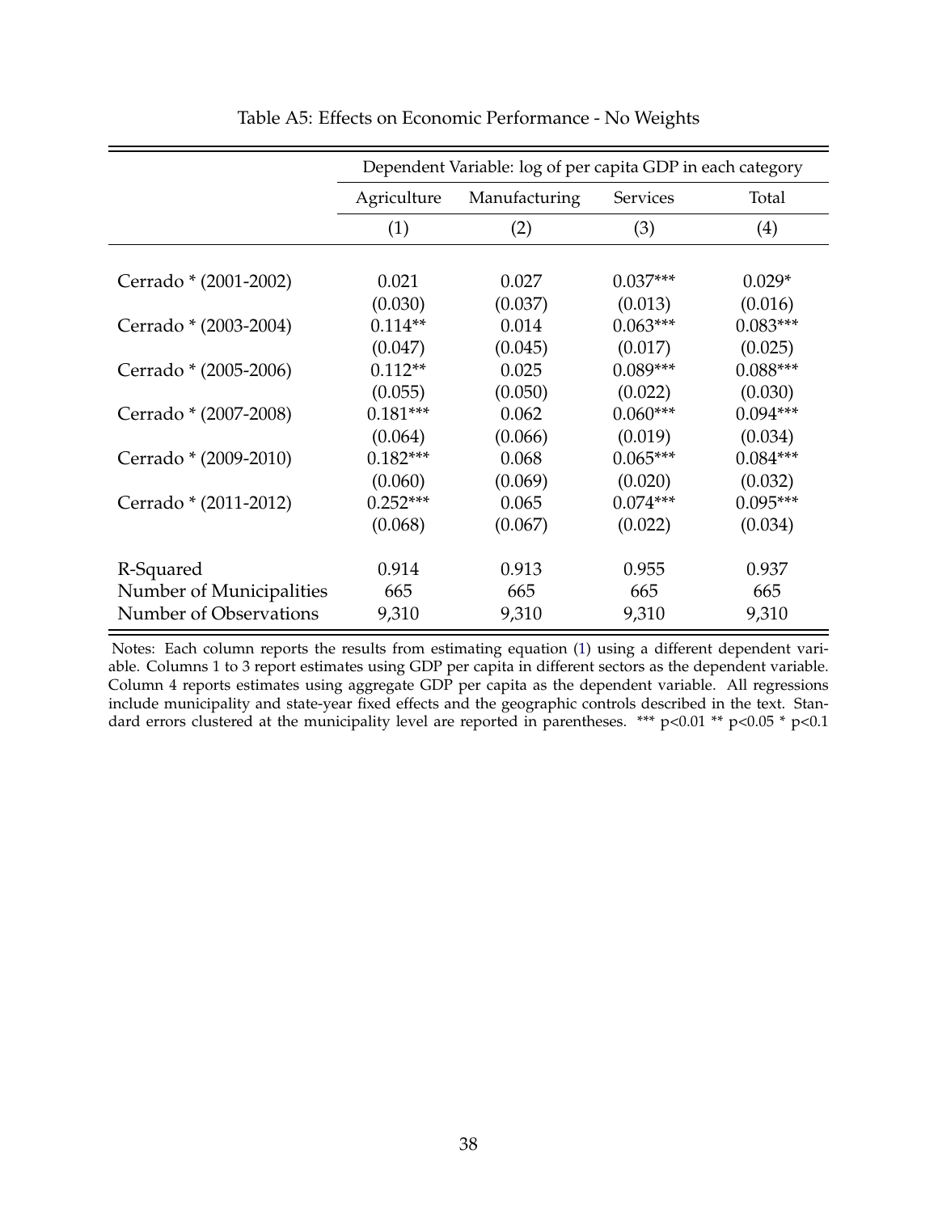Table A5: Effects on Economic Performance - No Weights

| | Dependent Variable: log of per capita GDP in each category | | | |
|---|---|---|---|---|
| | Agriculture | Manufacturing | Services | Total |
| | (1) | (2) | (3) | (4) |
| Cerrado * (2001-2002) | 0.021 | 0.027 | 0.037*** | 0.029* |
| | (0.030) | (0.037) | (0.013) | (0.016) |
| Cerrado * (2003-2004) | 0.114** | 0.014 | 0.063*** | 0.083*** |
| | (0.047) | (0.045) | (0.017) | (0.025) |
| Cerrado * (2005-2006) | 0.112** | 0.025 | 0.089*** | 0.088*** |
| | (0.055) | (0.050) | (0.022) | (0.030) |
| Cerrado * (2007-2008) | 0.181*** | 0.062 | 0.060*** | 0.094*** |
| | (0.064) | (0.066) | (0.019) | (0.034) |
| Cerrado * (2009-2010) | 0.182*** | 0.068 | 0.065*** | 0.084*** |
| | (0.060) | (0.069) | (0.020) | (0.032) |
| Cerrado * (2011-2012) | 0.252*** | 0.065 | 0.074*** | 0.095*** |
| | (0.068) | (0.067) | (0.022) | (0.034) |
| R-Squared | 0.914 | 0.913 | 0.955 | 0.937 |
| Number of Municipalities | 665 | 665 | 665 | 665 |
| Number of Observations | 9,310 | 9,310 | 9,310 | 9,310 |

Notes: Each column reports the results from estimating equation (1) using a different dependent variable. Columns 1 to 3 report estimates using GDP per capita in different sectors as the dependent variable. Column 4 reports estimates using aggregate GDP per capita as the dependent variable. All regressions include municipality and state-year fixed effects and the geographic controls described in the text. Standard errors clustered at the municipality level are reported in parentheses. *** $p<0.01$ ** $p<0.05$ * $p<0.1$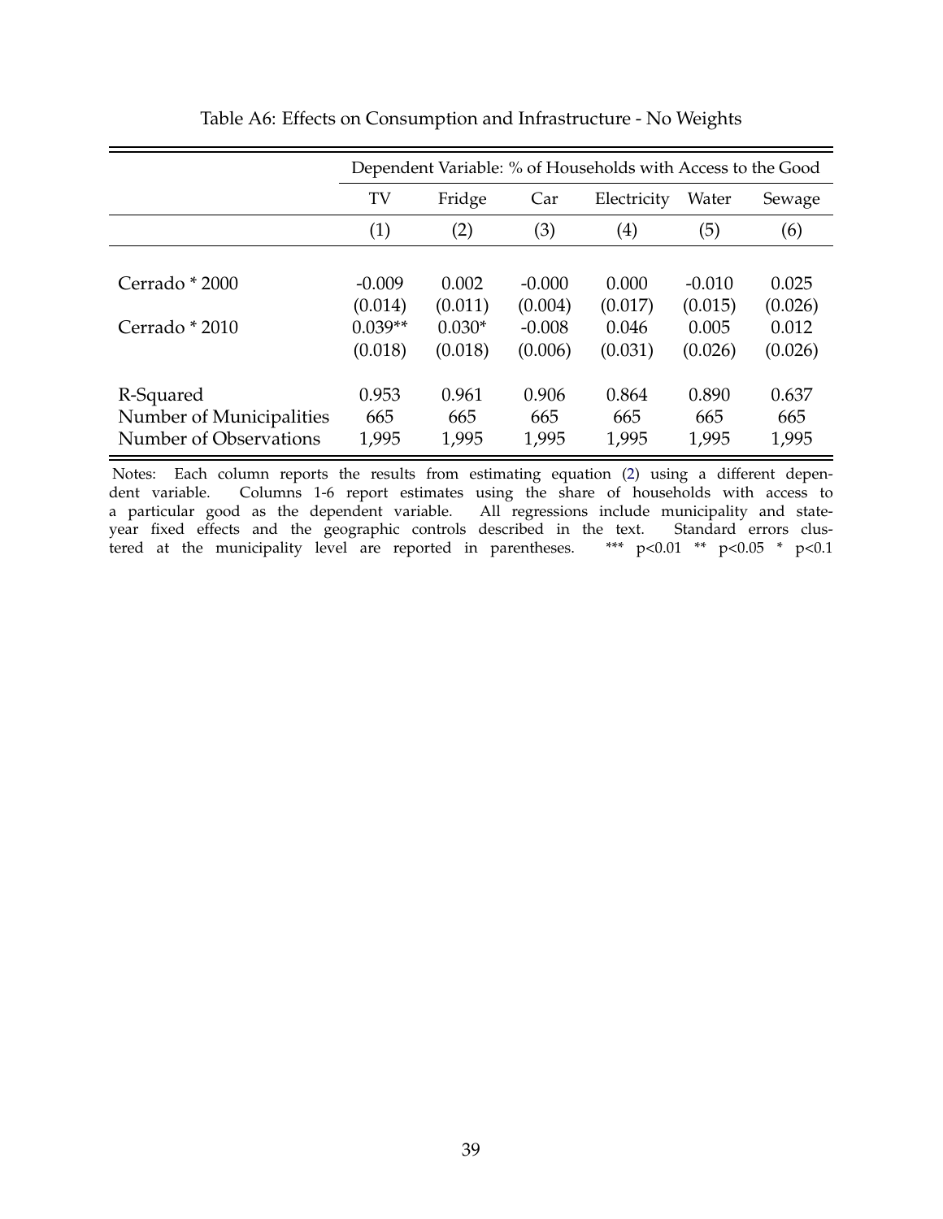Table A6: Effects on Consumption and Infrastructure - No Weights

| | Dependent Variable: % of Households with Access to the Good | | | | | |
|---|---|---|---|---|---|---|
| | TV | Fridge | Car | Electricity | Water | Sewage |
| | (1) | (2) | (3) | (4) | (5) | (6) |
| Cerrado * 2000 | -0.009 | 0.002 | -0.000 | 0.000 | -0.010 | 0.025 |
| | (0.014) | (0.011) | (0.004) | (0.017) | (0.015) | (0.026) |
| Cerrado * 2010 | 0.039** | 0.030* | -0.008 | 0.046 | 0.005 | 0.012 |
| | (0.018) | (0.018) | (0.006) | (0.031) | (0.026) | (0.026) |
| R-Squared | 0.953 | 0.961 | 0.906 | 0.864 | 0.890 | 0.637 |
| Number of Municipalities | 665 | 665 | 665 | 665 | 665 | 665 |
| Number of Observations | 1,995 | 1,995 | 1,995 | 1,995 | 1,995 | 1,995 |

Notes: Each column reports the results from estimating equation (2) using a different dependent variable. Columns 1-6 report estimates using the share of households with access to a particular good as the dependent variable. All regressions include municipality and state-year fixed effects and the geographic controls described in the text. Standard errors clustered at the municipality level are reported in parentheses. *** p<0.01 ** p<0.05 * p<0.1